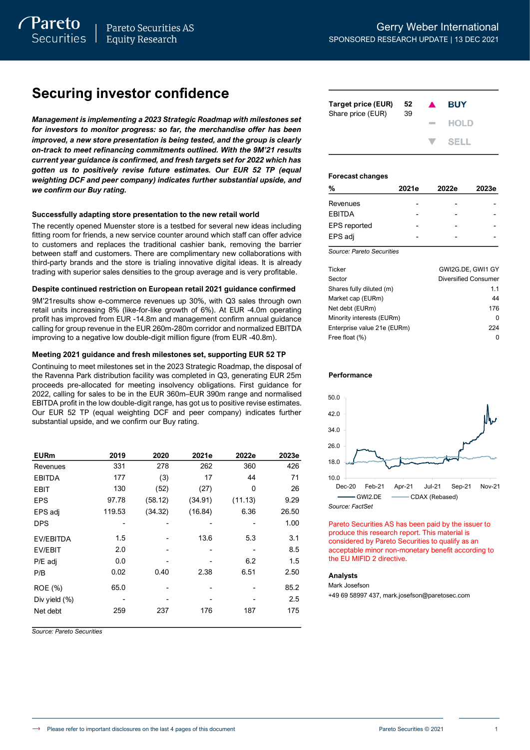Gerry Weber International
SPONSORED RESEARCH UPDATE | 13 DEC 2021

# Securing investor confidence

***Management is implementing a 2023 Strategic Roadmap with milestones set for investors to monitor progress: so far, the merchandise offer has been improved, a new store presentation is being tested, and the group is clearly on-track to meet refinancing commitments outlined. With the 9M'21 results current year guidance is confirmed, and fresh targets set for 2022 which has gotten us to positively revise future estimates. Our EUR 52 TP (equal weighting DCF and peer company) indicates further substantial upside, and we confirm our Buy rating.***

### Successfully adapting store presentation to the new retail world

The recently opened Muenster store is a testbed for several new ideas including fitting room for friends, a new service counter around which staff can offer advice to customers and replaces the traditional cashier bank, removing the barrier between staff and customers. There are complimentary new collaborations with third-party brands and the store is trialing innovative digital ideas. It is already trading with superior sales densities to the group average and is very profitable.

### Despite continued restriction on European retail 2021 guidance confirmed

9M'21results show e-commerce revenues up 30%, with Q3 sales through own retail units increasing 8% (like-for-like growth of 6%). At EUR -4.0m operating profit has improved from EUR -14.8m and management confirm annual guidance calling for group revenue in the EUR 260m-280m corridor and normalized EBITDA improving to a negative low double-digit million figure (from EUR -40.8m).

### Meeting 2021 guidance and fresh milestones set, supporting EUR 52 TP

Continuing to meet milestones set in the 2023 Strategic Roadmap, the disposal of the Ravenna Park distribution facility was completed in Q3, generating EUR 25m proceeds pre-allocated for meeting insolvency obligations. First guidance for 2022, calling for sales to be in the EUR 360m–EUR 390m range and normalised EBITDA profit in the low double-digit range, has got us to positive revise estimates. Our EUR 52 TP (equal weighting DCF and peer company) indicates further substantial upside, and we confirm our Buy rating.

| EURm | 2019 | 2020 | 2021e | 2022e | 2023e |
|---|---|---|---|---|---|
| Revenues | 331 | 278 | 262 | 360 | 426 |
| EBITDA | 177 | (3) | 17 | 44 | 71 |
| EBIT | 130 | (52) | (27) | 0 | 26 |
| EPS | 97.78 | (58.12) | (34.91) | (11.13) | 9.29 |
| EPS adj | 119.53 | (34.32) | (16.84) | 6.36 | 26.50 |
| DPS | - | - | - | - | 1.00 |
| EV/EBITDA | 1.5 | - | 13.6 | 5.3 | 3.1 |
| EV/EBIT | 2.0 | - | - | - | 8.5 |
| P/E adj | 0.0 | - | - | 6.2 | 1.5 |
| P/B | 0.02 | 0.40 | 2.38 | 6.51 | 2.50 |
| ROE (%) | 65.0 | - | - | - | 85.2 |
| Div yield (%) | - | - | - | - | 2.5 |
| Net debt | 259 | 237 | 176 | 187 | 175 |

*Source: Pareto Securities*

| | | |
|---|---|---|
| **Target price (EUR)** | **52** | **BUY** |
| Share price (EUR) | 39 | HOLD |
| | | SELL |

**Forecast changes**

| % | 2021e | 2022e | 2023e |
|---|---|---|---|
| Revenues | - | - | - |
| EBITDA | - | - | - |
| EPS reported | - | - | - |
| EPS adj | - | - | - |

*Source: Pareto Securities*

| | |
|---|---|
| Ticker | GWI2G.DE, GWI1 GY |
| Sector | Diversified Consumer |
| Shares fully diluted (m) | 1.1 |
| Market cap (EURm) | 44 |
| Net debt (EURm) | 176 |
| Minority interests (EURm) | 0 |
| Enterprise value 21e (EURm) | 224 |
| Free float (%) | 0 |

**Performance**

*Source: FactSet*

Pareto Securities AS has been paid by the issuer to produce this research report. This material is considered by Pareto Securities to qualify as an acceptable minor non-monetary benefit according to the EU MIFID 2 directive.

**Analysts**
Mark Josefson
+49 69 58997 437, mark.josefson@paretosec.com

Please refer to important disclosures on the last 4 pages of this document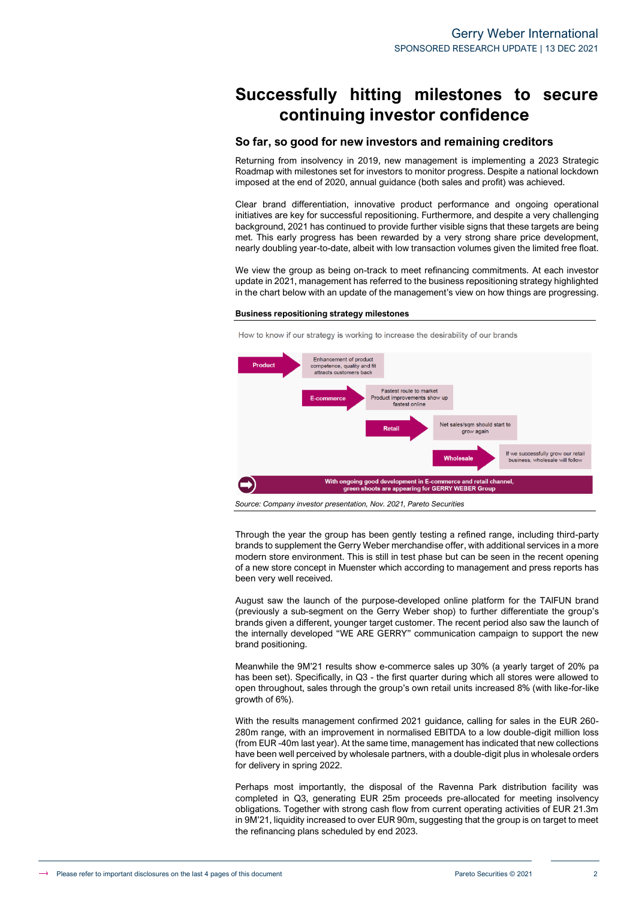# Successfully hitting milestones to secure continuing investor confidence

## So far, so good for new investors and remaining creditors

Returning from insolvency in 2019, new management is implementing a 2023 Strategic Roadmap with milestones set for investors to monitor progress. Despite a national lockdown imposed at the end of 2020, annual guidance (both sales and profit) was achieved.

Clear brand differentiation, innovative product performance and ongoing operational initiatives are key for successful repositioning. Furthermore, and despite a very challenging background, 2021 has continued to provide further visible signs that these targets are being met. This early progress has been rewarded by a very strong share price development, nearly doubling year-to-date, albeit with low transaction volumes given the limited free float.

We view the group as being on-track to meet refinancing commitments. At each investor update in 2021, management has referred to the business repositioning strategy highlighted in the chart below with an update of the management's view on how things are progressing.

**Business repositioning strategy milestones**

How to know if our strategy is working to increase the desirability of our brands

- **Product** → Enhancement of product competence, quality and fit attracts customers back
- **E-commerce** → Fastest route to market. Product improvements show up fastest online
- **Retail** → Net sales/sqm should start to grow again
- **Wholesale** → If we successfully grow our retail business, wholesale will follow

With ongoing good development in E-commerce and retail channel, green shoots are appearing for GERRY WEBER Group

*Source: Company investor presentation, Nov. 2021, Pareto Securities*

Through the year the group has been gently testing a refined range, including third-party brands to supplement the Gerry Weber merchandise offer, with additional services in a more modern store environment. This is still in test phase but can be seen in the recent opening of a new store concept in Muenster which according to management and press reports has been very well received.

August saw the launch of the purpose-developed online platform for the TAIFUN brand (previously a sub-segment on the Gerry Weber shop) to further differentiate the group's brands given a different, younger target customer. The recent period also saw the launch of the internally developed "WE ARE GERRY" communication campaign to support the new brand positioning.

Meanwhile the 9M'21 results show e-commerce sales up 30% (a yearly target of 20% pa has been set). Specifically, in Q3 - the first quarter during which all stores were allowed to open throughout, sales through the group's own retail units increased 8% (with like-for-like growth of 6%).

With the results management confirmed 2021 guidance, calling for sales in the EUR 260-280m range, with an improvement in normalised EBITDA to a low double-digit million loss (from EUR -40m last year). At the same time, management has indicated that new collections have been well perceived by wholesale partners, with a double-digit plus in wholesale orders for delivery in spring 2022.

Perhaps most importantly, the disposal of the Ravenna Park distribution facility was completed in Q3, generating EUR 25m proceeds pre-allocated for meeting insolvency obligations. Together with strong cash flow from current operating activities of EUR 21.3m in 9M'21, liquidity increased to over EUR 90m, suggesting that the group is on target to meet the refinancing plans scheduled by end 2023.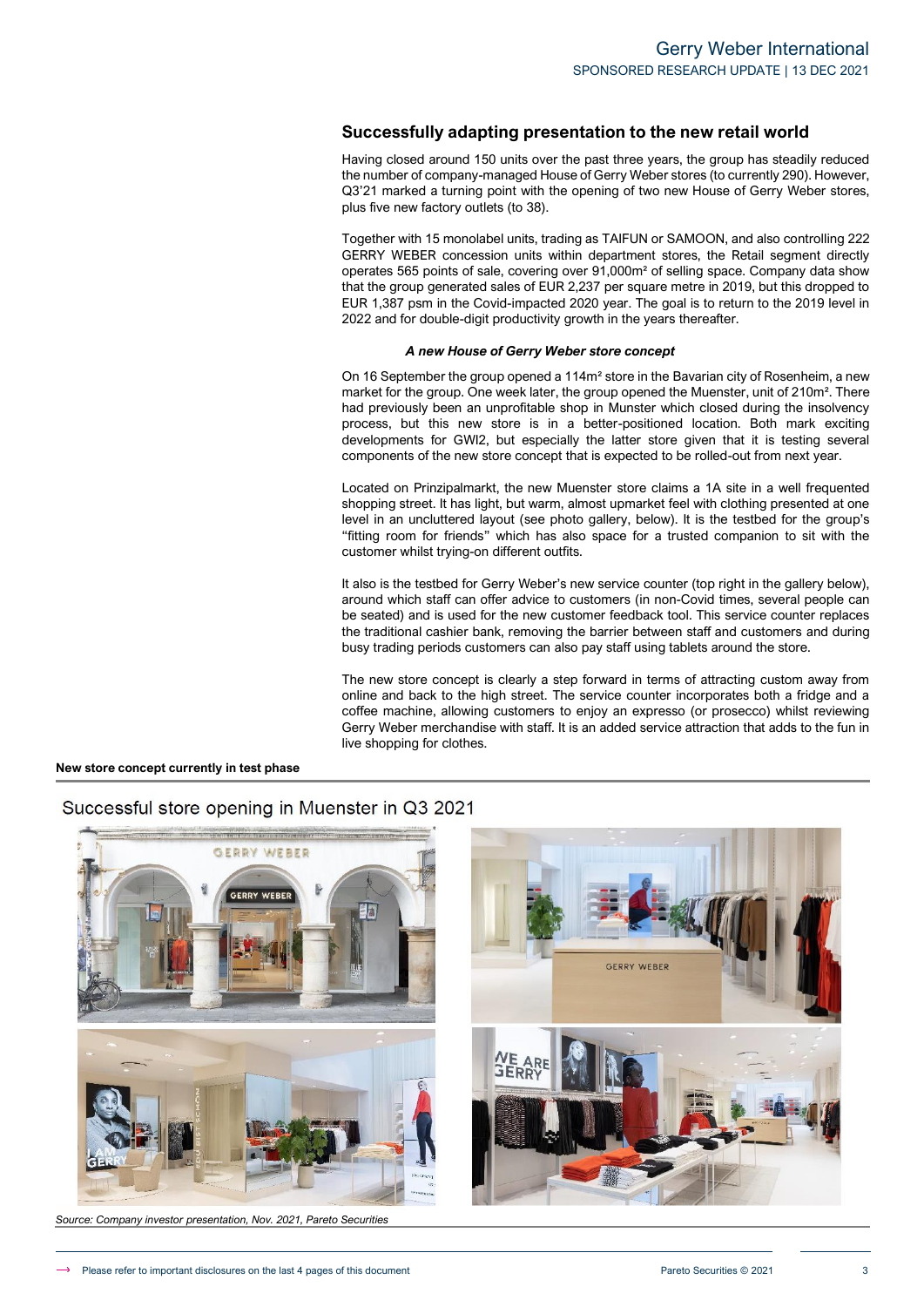## Successfully adapting presentation to the new retail world

Having closed around 150 units over the past three years, the group has steadily reduced the number of company-managed House of Gerry Weber stores (to currently 290). However, Q3'21 marked a turning point with the opening of two new House of Gerry Weber stores, plus five new factory outlets (to 38).

Together with 15 monolabel units, trading as TAIFUN or SAMOON, and also controlling 222 GERRY WEBER concession units within department stores, the Retail segment directly operates 565 points of sale, covering over 91,000m² of selling space. Company data show that the group generated sales of EUR 2,237 per square metre in 2019, but this dropped to EUR 1,387 psm in the Covid-impacted 2020 year. The goal is to return to the 2019 level in 2022 and for double-digit productivity growth in the years thereafter.

### *A new House of Gerry Weber store concept*

On 16 September the group opened a 114m² store in the Bavarian city of Rosenheim, a new market for the group. One week later, the group opened the Muenster, unit of 210m². There had previously been an unprofitable shop in Munster which closed during the insolvency process, but this new store is in a better-positioned location. Both mark exciting developments for GWI2, but especially the latter store given that it is testing several components of the new store concept that is expected to be rolled-out from next year.

Located on Prinzipalmarkt, the new Muenster store claims a 1A site in a well frequented shopping street. It has light, but warm, almost upmarket feel with clothing presented at one level in an uncluttered layout (see photo gallery, below). It is the testbed for the group's "fitting room for friends" which has also space for a trusted companion to sit with the customer whilst trying-on different outfits.

It also is the testbed for Gerry Weber's new service counter (top right in the gallery below), around which staff can offer advice to customers (in non-Covid times, several people can be seated) and is used for the new customer feedback tool. This service counter replaces the traditional cashier bank, removing the barrier between staff and customers and during busy trading periods customers can also pay staff using tablets around the store.

The new store concept is clearly a step forward in terms of attracting custom away from online and back to the high street. The service counter incorporates both a fridge and a coffee machine, allowing customers to enjoy an expresso (or prosecco) whilst reviewing Gerry Weber merchandise with staff. It is an added service attraction that adds to the fun in live shopping for clothes.

**New store concept currently in test phase**

Successful store opening in Muenster in Q3 2021

*Source: Company investor presentation, Nov. 2021, Pareto Securities*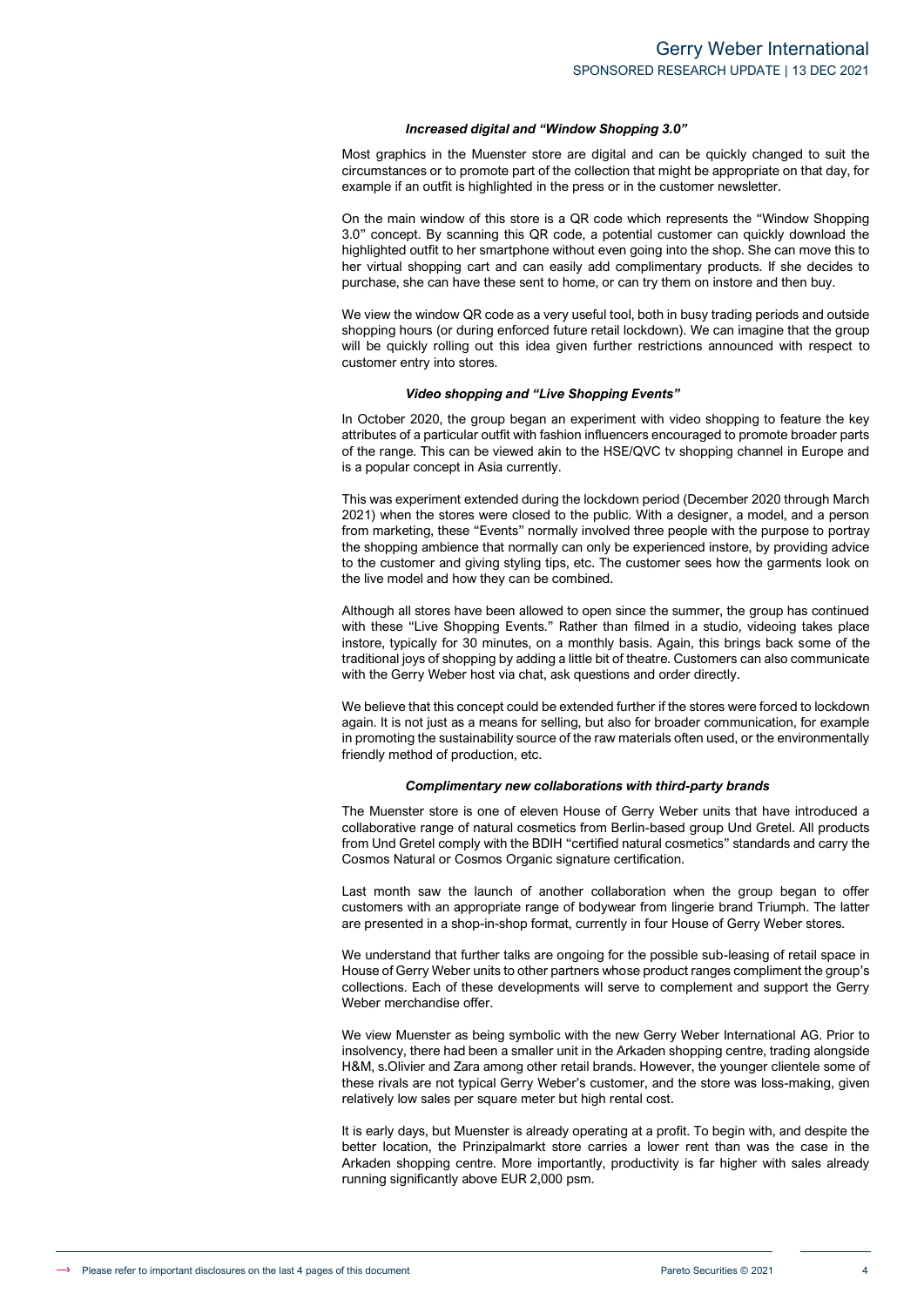### *Increased digital and "Window Shopping 3.0"*

Most graphics in the Muenster store are digital and can be quickly changed to suit the circumstances or to promote part of the collection that might be appropriate on that day, for example if an outfit is highlighted in the press or in the customer newsletter.

On the main window of this store is a QR code which represents the "Window Shopping 3.0" concept. By scanning this QR code, a potential customer can quickly download the highlighted outfit to her smartphone without even going into the shop. She can move this to her virtual shopping cart and can easily add complimentary products. If she decides to purchase, she can have these sent to home, or can try them on instore and then buy.

We view the window QR code as a very useful tool, both in busy trading periods and outside shopping hours (or during enforced future retail lockdown). We can imagine that the group will be quickly rolling out this idea given further restrictions announced with respect to customer entry into stores.

### *Video shopping and "Live Shopping Events"*

In October 2020, the group began an experiment with video shopping to feature the key attributes of a particular outfit with fashion influencers encouraged to promote broader parts of the range. This can be viewed akin to the HSE/QVC tv shopping channel in Europe and is a popular concept in Asia currently.

This was experiment extended during the lockdown period (December 2020 through March 2021) when the stores were closed to the public. With a designer, a model, and a person from marketing, these "Events" normally involved three people with the purpose to portray the shopping ambience that normally can only be experienced instore, by providing advice to the customer and giving styling tips, etc. The customer sees how the garments look on the live model and how they can be combined.

Although all stores have been allowed to open since the summer, the group has continued with these "Live Shopping Events." Rather than filmed in a studio, videoing takes place instore, typically for 30 minutes, on a monthly basis. Again, this brings back some of the traditional joys of shopping by adding a little bit of theatre. Customers can also communicate with the Gerry Weber host via chat, ask questions and order directly.

We believe that this concept could be extended further if the stores were forced to lockdown again. It is not just as a means for selling, but also for broader communication, for example in promoting the sustainability source of the raw materials often used, or the environmentally friendly method of production, etc.

### *Complimentary new collaborations with third-party brands*

The Muenster store is one of eleven House of Gerry Weber units that have introduced a collaborative range of natural cosmetics from Berlin-based group Und Gretel. All products from Und Gretel comply with the BDIH "certified natural cosmetics" standards and carry the Cosmos Natural or Cosmos Organic signature certification.

Last month saw the launch of another collaboration when the group began to offer customers with an appropriate range of bodywear from lingerie brand Triumph. The latter are presented in a shop-in-shop format, currently in four House of Gerry Weber stores.

We understand that further talks are ongoing for the possible sub-leasing of retail space in House of Gerry Weber units to other partners whose product ranges compliment the group's collections. Each of these developments will serve to complement and support the Gerry Weber merchandise offer.

We view Muenster as being symbolic with the new Gerry Weber International AG. Prior to insolvency, there had been a smaller unit in the Arkaden shopping centre, trading alongside H&M, s.Olivier and Zara among other retail brands. However, the younger clientele some of these rivals are not typical Gerry Weber's customer, and the store was loss-making, given relatively low sales per square meter but high rental cost.

It is early days, but Muenster is already operating at a profit. To begin with, and despite the better location, the Prinzipalmarkt store carries a lower rent than was the case in the Arkaden shopping centre. More importantly, productivity is far higher with sales already running significantly above EUR 2,000 psm.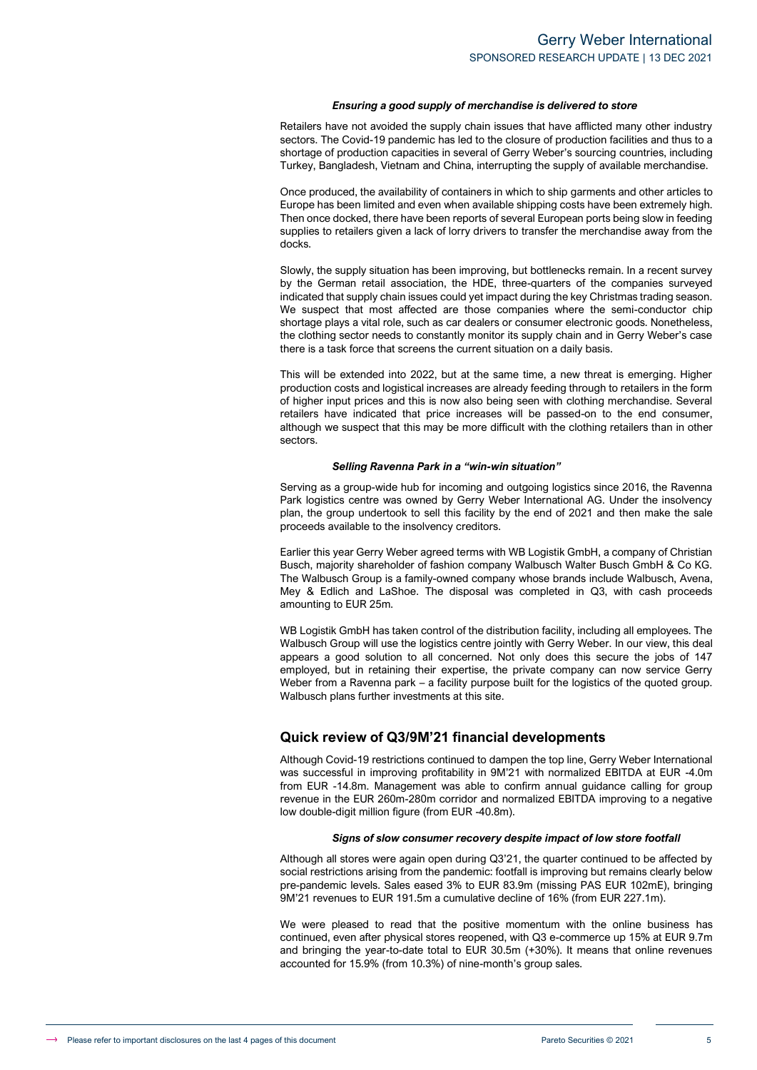***Ensuring a good supply of merchandise is delivered to store***

Retailers have not avoided the supply chain issues that have afflicted many other industry sectors. The Covid-19 pandemic has led to the closure of production facilities and thus to a shortage of production capacities in several of Gerry Weber's sourcing countries, including Turkey, Bangladesh, Vietnam and China, interrupting the supply of available merchandise.

Once produced, the availability of containers in which to ship garments and other articles to Europe has been limited and even when available shipping costs have been extremely high. Then once docked, there have been reports of several European ports being slow in feeding supplies to retailers given a lack of lorry drivers to transfer the merchandise away from the docks.

Slowly, the supply situation has been improving, but bottlenecks remain. In a recent survey by the German retail association, the HDE, three-quarters of the companies surveyed indicated that supply chain issues could yet impact during the key Christmas trading season. We suspect that most affected are those companies where the semi-conductor chip shortage plays a vital role, such as car dealers or consumer electronic goods. Nonetheless, the clothing sector needs to constantly monitor its supply chain and in Gerry Weber's case there is a task force that screens the current situation on a daily basis.

This will be extended into 2022, but at the same time, a new threat is emerging. Higher production costs and logistical increases are already feeding through to retailers in the form of higher input prices and this is now also being seen with clothing merchandise. Several retailers have indicated that price increases will be passed-on to the end consumer, although we suspect that this may be more difficult with the clothing retailers than in other sectors.

***Selling Ravenna Park in a "win-win situation"***

Serving as a group-wide hub for incoming and outgoing logistics since 2016, the Ravenna Park logistics centre was owned by Gerry Weber International AG. Under the insolvency plan, the group undertook to sell this facility by the end of 2021 and then make the sale proceeds available to the insolvency creditors.

Earlier this year Gerry Weber agreed terms with WB Logistik GmbH, a company of Christian Busch, majority shareholder of fashion company Walbusch Walter Busch GmbH & Co KG. The Walbusch Group is a family-owned company whose brands include Walbusch, Avena, Mey & Edlich and LaShoe. The disposal was completed in Q3, with cash proceeds amounting to EUR 25m.

WB Logistik GmbH has taken control of the distribution facility, including all employees. The Walbusch Group will use the logistics centre jointly with Gerry Weber. In our view, this deal appears a good solution to all concerned. Not only does this secure the jobs of 147 employed, but in retaining their expertise, the private company can now service Gerry Weber from a Ravenna park – a facility purpose built for the logistics of the quoted group. Walbusch plans further investments at this site.

## Quick review of Q3/9M'21 financial developments

Although Covid-19 restrictions continued to dampen the top line, Gerry Weber International was successful in improving profitability in 9M'21 with normalized EBITDA at EUR -4.0m from EUR -14.8m. Management was able to confirm annual guidance calling for group revenue in the EUR 260m-280m corridor and normalized EBITDA improving to a negative low double-digit million figure (from EUR -40.8m).

***Signs of slow consumer recovery despite impact of low store footfall***

Although all stores were again open during Q3'21, the quarter continued to be affected by social restrictions arising from the pandemic: footfall is improving but remains clearly below pre-pandemic levels. Sales eased 3% to EUR 83.9m (missing PAS EUR 102mE), bringing 9M'21 revenues to EUR 191.5m a cumulative decline of 16% (from EUR 227.1m).

We were pleased to read that the positive momentum with the online business has continued, even after physical stores reopened, with Q3 e-commerce up 15% at EUR 9.7m and bringing the year-to-date total to EUR 30.5m (+30%). It means that online revenues accounted for 15.9% (from 10.3%) of nine-month's group sales.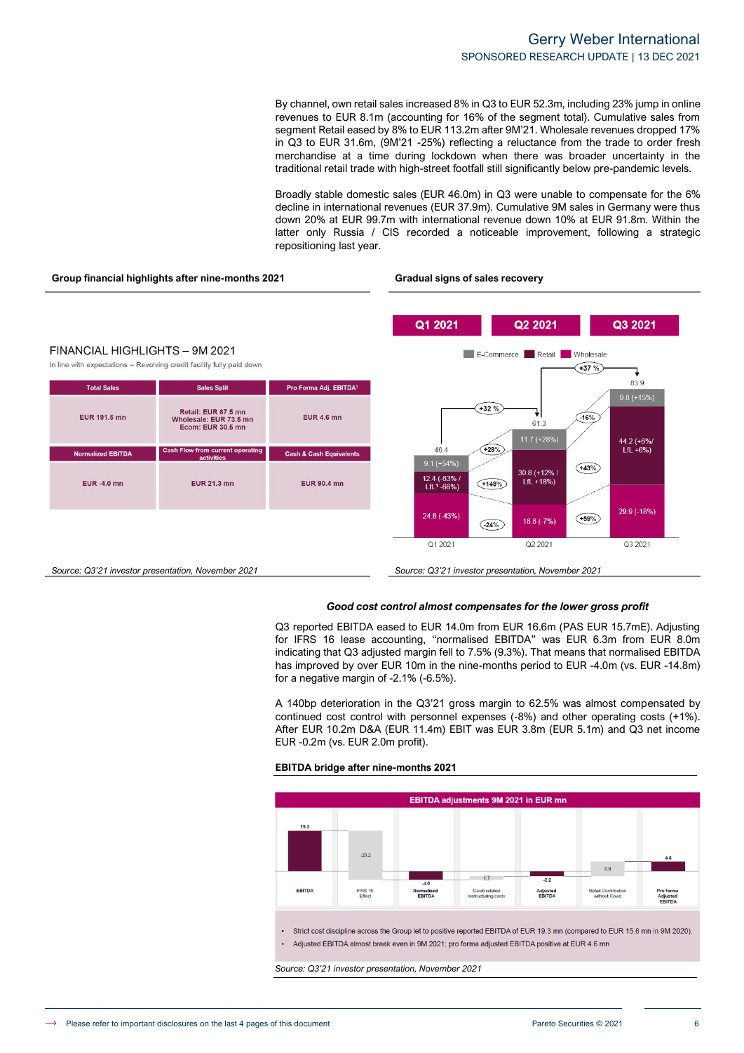By channel, own retail sales increased 8% in Q3 to EUR 52.3m, including 23% jump in online revenues to EUR 8.1m (accounting for 16% of the segment total). Cumulative sales from segment Retail eased by 8% to EUR 113.2m after 9M'21. Wholesale revenues dropped 17% in Q3 to EUR 31.6m, (9M'21 -25%) reflecting a reluctance from the trade to order fresh merchandise at a time during lockdown when there was broader uncertainty in the traditional retail trade with high-street footfall still significantly below pre-pandemic levels.

Broadly stable domestic sales (EUR 46.0m) in Q3 were unable to compensate for the 6% decline in international revenues (EUR 37.9m). Cumulative 9M sales in Germany were thus down 20% at EUR 99.7m with international revenue down 10% at EUR 91.8m. Within the latter only Russia / CIS recorded a noticeable improvement, following a strategic repositioning last year.

**Group financial highlights after nine-months 2021**

FINANCIAL HIGHLIGHTS – 9M 2021

In line with expectations – Revolving credit facility fully paid down

| Total Sales | Sales Split | Pro Forma Adj. EBITDA[1] |
|---|---|---|
| EUR 191.5 mn | Retail: EUR 87.5 mn<br>Wholesale: EUR 73.5 mn<br>Ecom: EUR 30.5 mn | EUR 4.6 mn |
| **Normalized EBITDA** | **Cash Flow from current operating activities** | **Cash & Cash Equivalents** |
| EUR -4.0 mn | EUR 21.3 mn | EUR 90.4 mn |

*Source: Q3'21 investor presentation, November 2021*

**Gradual signs of sales recovery**

| | Q1 2021 | Q2 2021 | Q3 2021 |
|---|---|---|---|
| E-Commerce | 9.1 (+54%) | 11.7 (+28%) | 9.8 (+15%) |
| Retail | 12.4 (-63% / LfL[1] -66%) | 30.8 (+12% / LfL +18%) | 44.2 (+6%/ LfL +6%) |
| Wholesale | 24.8 (-43%) | 18.8 (-7%) | 29.9 (-18%) |
| Total | 46.4 | 61.3 | 83.9 |

Quarter-on-quarter changes: Total Q1→Q2 +32 %, Q2→Q3 +37 %; E-Commerce +28%, -16%; Retail +148%, +43%; Wholesale -24%, +59%.

*Source: Q3'21 investor presentation, November 2021*

*Good cost control almost compensates for the lower gross profit*

Q3 reported EBITDA eased to EUR 14.0m from EUR 16.6m (PAS EUR 15.7mE). Adjusting for IFRS 16 lease accounting, "normalised EBITDA" was EUR 6.3m from EUR 8.0m indicating that Q3 adjusted margin fell to 7.5% (9.3%). That means that normalised EBITDA has improved by over EUR 10m in the nine-months period to EUR -4.0m (vs. EUR -14.8m) for a negative margin of -2.1% (-6.5%).

A 140bp deterioration in the Q3'21 gross margin to 62.5% was almost compensated by continued cost control with personnel expenses (-8%) and other operating costs (+1%). After EUR 10.2m D&A (EUR 11.4m) EBIT was EUR 3.8m (EUR 5.1m) and Q3 net income EUR -0.2m (vs. EUR 2.0m profit).

**EBITDA bridge after nine-months 2021**

EBITDA adjustments 9M 2021 in EUR mn

| EBITDA | IFRS 16 Effect | Normalized EBITDA | Covid related restructuring costs | Adjusted EBITDA | Retail Contribution without Covid | Pro forma Adjusted EBITDA |
|---|---|---|---|---|---|---|
| 19.3 | -23.2 | -4.0 | 1.7 | -2.2 | 6.8 | 4.6 |

- Strict cost discipline across the Group let to positive reported EBITDA of EUR 19.3 mn (compared to EUR 15.6 mn in 9M 2020).
- Adjusted EBITDA almost break even in 9M 2021; pro forma adjusted EBITDA positive at EUR 4.6 mn

*Source: Q3'21 investor presentation, November 2021*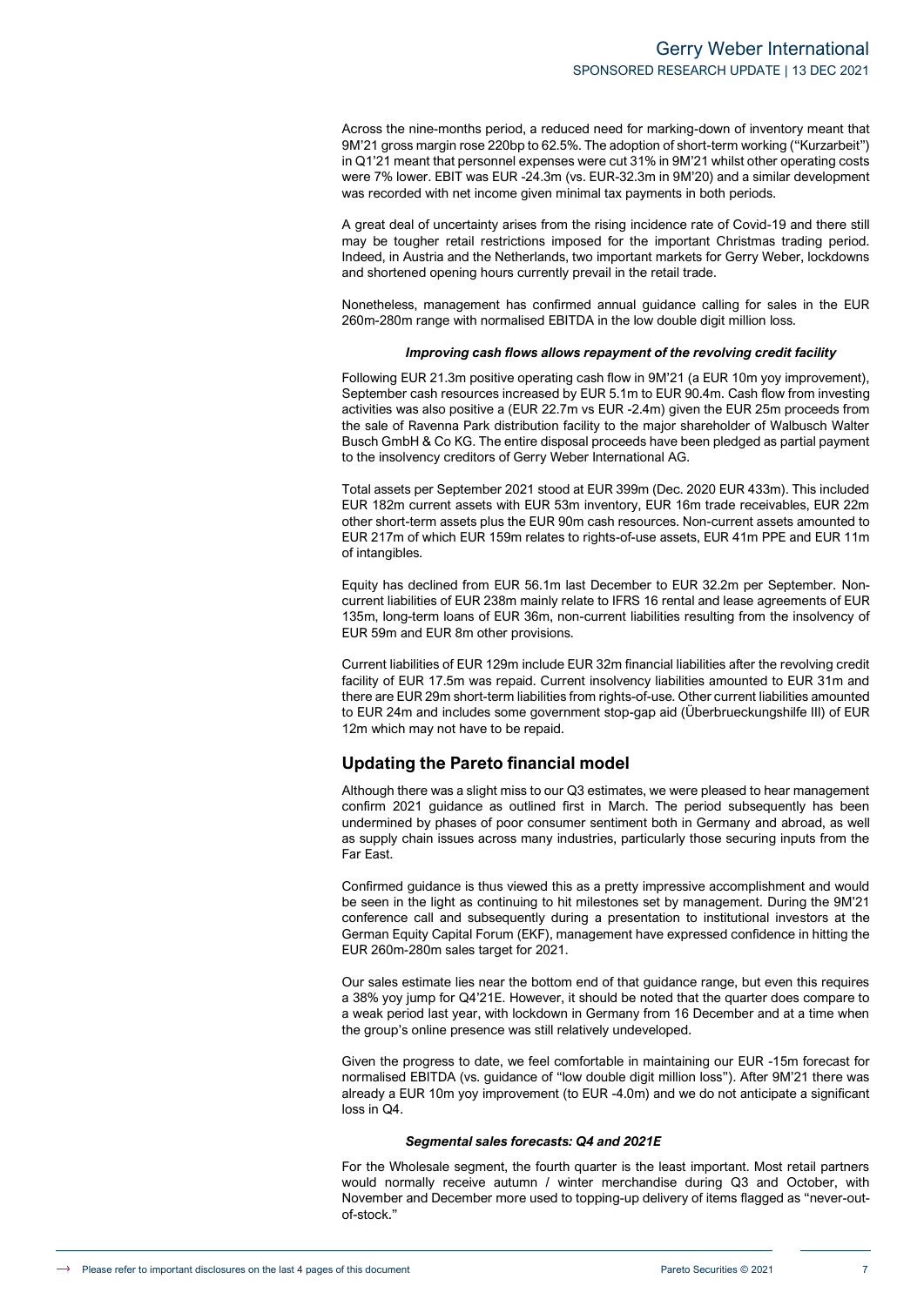Across the nine-months period, a reduced need for marking-down of inventory meant that 9M'21 gross margin rose 220bp to 62.5%. The adoption of short-term working ("Kurzarbeit") in Q1'21 meant that personnel expenses were cut 31% in 9M'21 whilst other operating costs were 7% lower. EBIT was EUR -24.3m (vs. EUR-32.3m in 9M'20) and a similar development was recorded with net income given minimal tax payments in both periods.

A great deal of uncertainty arises from the rising incidence rate of Covid-19 and there still may be tougher retail restrictions imposed for the important Christmas trading period. Indeed, in Austria and the Netherlands, two important markets for Gerry Weber, lockdowns and shortened opening hours currently prevail in the retail trade.

Nonetheless, management has confirmed annual guidance calling for sales in the EUR 260m-280m range with normalised EBITDA in the low double digit million loss.

***Improving cash flows allows repayment of the revolving credit facility***

Following EUR 21.3m positive operating cash flow in 9M'21 (a EUR 10m yoy improvement), September cash resources increased by EUR 5.1m to EUR 90.4m. Cash flow from investing activities was also positive a (EUR 22.7m vs EUR -2.4m) given the EUR 25m proceeds from the sale of Ravenna Park distribution facility to the major shareholder of Walbusch Walter Busch GmbH & Co KG. The entire disposal proceeds have been pledged as partial payment to the insolvency creditors of Gerry Weber International AG.

Total assets per September 2021 stood at EUR 399m (Dec. 2020 EUR 433m). This included EUR 182m current assets with EUR 53m inventory, EUR 16m trade receivables, EUR 22m other short-term assets plus the EUR 90m cash resources. Non-current assets amounted to EUR 217m of which EUR 159m relates to rights-of-use assets, EUR 41m PPE and EUR 11m of intangibles.

Equity has declined from EUR 56.1m last December to EUR 32.2m per September. Non-current liabilities of EUR 238m mainly relate to IFRS 16 rental and lease agreements of EUR 135m, long-term loans of EUR 36m, non-current liabilities resulting from the insolvency of EUR 59m and EUR 8m other provisions.

Current liabilities of EUR 129m include EUR 32m financial liabilities after the revolving credit facility of EUR 17.5m was repaid. Current insolvency liabilities amounted to EUR 31m and there are EUR 29m short-term liabilities from rights-of-use. Other current liabilities amounted to EUR 24m and includes some government stop-gap aid (Überbrueckungshilfe III) of EUR 12m which may not have to be repaid.

## Updating the Pareto financial model

Although there was a slight miss to our Q3 estimates, we were pleased to hear management confirm 2021 guidance as outlined first in March. The period subsequently has been undermined by phases of poor consumer sentiment both in Germany and abroad, as well as supply chain issues across many industries, particularly those securing inputs from the Far East.

Confirmed guidance is thus viewed this as a pretty impressive accomplishment and would be seen in the light as continuing to hit milestones set by management. During the 9M'21 conference call and subsequently during a presentation to institutional investors at the German Equity Capital Forum (EKF), management have expressed confidence in hitting the EUR 260m-280m sales target for 2021.

Our sales estimate lies near the bottom end of that guidance range, but even this requires a 38% yoy jump for Q4'21E. However, it should be noted that the quarter does compare to a weak period last year, with lockdown in Germany from 16 December and at a time when the group's online presence was still relatively undeveloped.

Given the progress to date, we feel comfortable in maintaining our EUR -15m forecast for normalised EBITDA (vs. guidance of "low double digit million loss"). After 9M'21 there was already a EUR 10m yoy improvement (to EUR -4.0m) and we do not anticipate a significant loss in Q4.

***Segmental sales forecasts: Q4 and 2021E***

For the Wholesale segment, the fourth quarter is the least important. Most retail partners would normally receive autumn / winter merchandise during Q3 and October, with November and December more used to topping-up delivery of items flagged as "never-out-of-stock."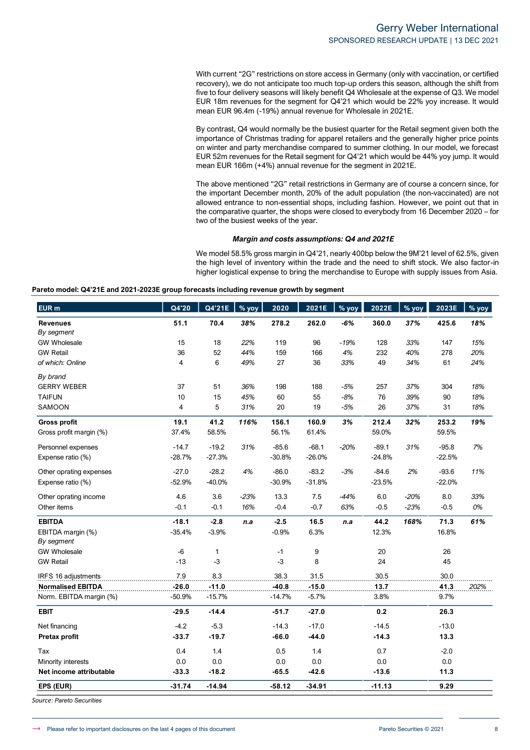With current "2G" restrictions on store access in Germany (only with vaccination, or certified recovery), we do not anticipate too much top-up orders this season, although the shift from five to four delivery seasons will likely benefit Q4 Wholesale at the expense of Q3. We model EUR 18m revenues for the segment for Q4'21 which would be 22% yoy increase. It would mean EUR 96.4m (-19%) annual revenue for Wholesale in 2021E.

By contrast, Q4 would normally be the busiest quarter for the Retail segment given both the importance of Christmas trading for apparel retailers and the generally higher price points on winter and party merchandise compared to summer clothing. In our model, we forecast EUR 52m revenues for the Retail segment for Q4'21 which would be 44% yoy jump. It would mean EUR 166m (+4%) annual revenue for the segment in 2021E.

The above mentioned "2G" retail restrictions in Germany are of course a concern since, for the important December month, 20% of the adult population (the non-vaccinated) are not allowed entrance to non-essential shops, including fashion. However, we point out that in the comparative quarter, the shops were closed to everybody from 16 December 2020 – for two of the busiest weeks of the year.

***Margin and costs assumptions: Q4 and 2021E***

We model 58.5% gross margin in Q4'21, nearly 400bp below the 9M'21 level of 62.5%, given the high level of inventory within the trade and the need to shift stock. We also factor-in higher logistical expense to bring the merchandise to Europe with supply issues from Asia.

**Pareto model: Q4'21E and 2021-2023E group forecasts including revenue growth by segment**

| EUR m | Q4'20 | Q4'21E | % yoy | 2020 | 2021E | % yoy | 2022E | % yoy | 2023E | % yoy |
|---|---|---|---|---|---|---|---|---|---|---|
| **Revenues** | **51.1** | **70.4** | ***38%*** | **278.2** | **262.0** | ***-6%*** | **360.0** | ***37%*** | **425.6** | ***18%*** |
| *By segment* | | | | | | | | | | |
| GW Wholesale | 15 | 18 | *22%* | 119 | 96 | *-19%* | 128 | *33%* | 147 | *15%* |
| GW Retail | 36 | 52 | *44%* | 159 | 166 | *4%* | 232 | *40%* | 278 | *20%* |
| *of which: Online* | 4 | 6 | *49%* | 27 | 36 | *33%* | 49 | *34%* | 61 | *24%* |
| *By brand* | | | | | | | | | | |
| GERRY WEBER | 37 | 51 | *36%* | 198 | 188 | *-5%* | 257 | *37%* | 304 | *18%* |
| TAIFUN | 10 | 15 | *45%* | 60 | 55 | *-8%* | 76 | *39%* | 90 | *18%* |
| SAMOON | 4 | 5 | *31%* | 20 | 19 | *-5%* | 26 | *37%* | 31 | *18%* |
| **Gross profit** | **19.1** | **41.2** | ***116%*** | **156.1** | **160.9** | ***3%*** | **212.4** | ***32%*** | **253.2** | ***19%*** |
| Gross profit margin (%) | 37.4% | 58.5% | | 56.1% | 61.4% | | 59.0% | | 59.5% | |
| Personnel expenses | -14.7 | -19.2 | *31%* | -85.6 | -68.1 | *-20%* | -89.1 | *31%* | -95.8 | *7%* |
| Expense ratio (%) | -28.7% | -27.3% | | -30.8% | -26.0% | | -24.8% | | -22.5% | |
| Other oprating expenses | -27.0 | -28.2 | *4%* | -86.0 | -83.2 | *-3%* | -84.6 | *2%* | -93.6 | *11%* |
| Expense ratio (%) | -52.9% | -40.0% | | -30.9% | -31.8% | | -23.5% | | -22.0% | |
| Other oprating income | 4.6 | 3.6 | *-23%* | 13.3 | 7.5 | *-44%* | 6.0 | *-20%* | 8.0 | *33%* |
| Other items | -0.1 | -0.1 | *16%* | -0.4 | -0.7 | *63%* | -0.5 | *-23%* | -0.5 | *0%* |
| **EBITDA** | **-18.1** | **-2.8** | ***n.a*** | **-2.5** | **16.5** | ***n.a*** | **44.2** | ***168%*** | **71.3** | ***61%*** |
| EBITDA margin (%) | -35.4% | -3.9% | | -0.9% | 6.3% | | 12.3% | | 16.8% | |
| *By segment* | | | | | | | | | | |
| GW Wholesale | -6 | 1 | | -1 | 9 | | 20 | | 26 | |
| GW Retail | -13 | -3 | | -3 | 8 | | 24 | | 45 | |
| IRFS 16 adjustments | 7.9 | 8.3 | | 38.3 | 31.5 | | 30.5 | | 30.0 | |
| **Normalised EBITDA** | **-26.0** | **-11.0** | | **-40.8** | **-15.0** | | **13.7** | | **41.3** | *202%* |
| Norm. EBITDA margin (%) | -50.9% | -15.7% | | -14.7% | -5.7% | | 3.8% | | 9.7% | |
| **EBIT** | **-29.5** | **-14.4** | | **-51.7** | **-27.0** | | **0.2** | | **26.3** | |
| Net financing | -4.2 | -5.3 | | -14.3 | -17.0 | | -14.5 | | -13.0 | |
| **Pretax profit** | **-33.7** | **-19.7** | | **-66.0** | **-44.0** | | **-14.3** | | **13.3** | |
| Tax | 0.4 | 1.4 | | 0.5 | 1.4 | | 0.7 | | -2.0 | |
| Minority interests | 0.0 | 0.0 | | 0.0 | 0.0 | | 0.0 | | 0.0 | |
| **Net income attributable** | **-33.3** | **-18.2** | | **-65.5** | **-42.6** | | **-13.6** | | **11.3** | |
| **EPS (EUR)** | **-31.74** | **-14.94** | | **-58.12** | **-34.91** | | **-11.13** | | **9.29** | |

*Source: Pareto Securities*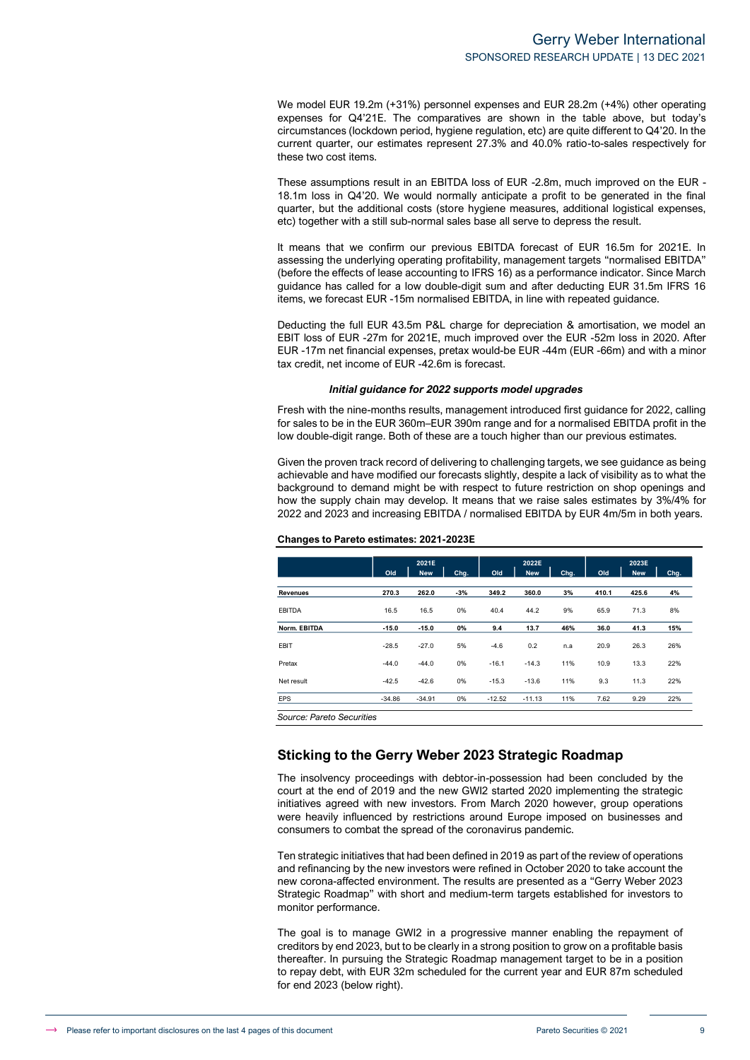We model EUR 19.2m (+31%) personnel expenses and EUR 28.2m (+4%) other operating expenses for Q4'21E. The comparatives are shown in the table above, but today's circumstances (lockdown period, hygiene regulation, etc) are quite different to Q4'20. In the current quarter, our estimates represent 27.3% and 40.0% ratio-to-sales respectively for these two cost items.

These assumptions result in an EBITDA loss of EUR -2.8m, much improved on the EUR -18.1m loss in Q4'20. We would normally anticipate a profit to be generated in the final quarter, but the additional costs (store hygiene measures, additional logistical expenses, etc) together with a still sub-normal sales base all serve to depress the result.

It means that we confirm our previous EBITDA forecast of EUR 16.5m for 2021E. In assessing the underlying operating profitability, management targets "normalised EBITDA" (before the effects of lease accounting to IFRS 16) as a performance indicator. Since March guidance has called for a low double-digit sum and after deducting EUR 31.5m IFRS 16 items, we forecast EUR -15m normalised EBITDA, in line with repeated guidance.

Deducting the full EUR 43.5m P&L charge for depreciation & amortisation, we model an EBIT loss of EUR -27m for 2021E, much improved over the EUR -52m loss in 2020. After EUR -17m net financial expenses, pretax would-be EUR -44m (EUR -66m) and with a minor tax credit, net income of EUR -42.6m is forecast.

***Initial guidance for 2022 supports model upgrades***

Fresh with the nine-months results, management introduced first guidance for 2022, calling for sales to be in the EUR 360m–EUR 390m range and for a normalised EBITDA profit in the low double-digit range. Both of these are a touch higher than our previous estimates.

Given the proven track record of delivering to challenging targets, we see guidance as being achievable and have modified our forecasts slightly, despite a lack of visibility as to what the background to demand might be with respect to future restriction on shop openings and how the supply chain may develop. It means that we raise sales estimates by 3%/4% for 2022 and 2023 and increasing EBITDA / normalised EBITDA by EUR 4m/5m in both years.

**Changes to Pareto estimates: 2021-2023E**

| | 2021E | | | 2022E | | | 2023E | | |
|---|---|---|---|---|---|---|---|---|---|
| | Old | New | Chg. | Old | New | Chg. | Old | New | Chg. |
| **Revenues** | **270.3** | **262.0** | **-3%** | **349.2** | **360.0** | **3%** | **410.1** | **425.6** | **4%** |
| EBITDA | 16.5 | 16.5 | 0% | 40.4 | 44.2 | 9% | 65.9 | 71.3 | 8% |
| **Norm. EBITDA** | **-15.0** | **-15.0** | **0%** | **9.4** | **13.7** | **46%** | **36.0** | **41.3** | **15%** |
| EBIT | -28.5 | -27.0 | 5% | -4.6 | 0.2 | n.a | 20.9 | 26.3 | 26% |
| Pretax | -44.0 | -44.0 | 0% | -16.1 | -14.3 | 11% | 10.9 | 13.3 | 22% |
| Net result | -42.5 | -42.6 | 0% | -15.3 | -13.6 | 11% | 9.3 | 11.3 | 22% |
| EPS | -34.86 | -34.91 | 0% | -12.52 | -11.13 | 11% | 7.62 | 9.29 | 22% |

*Source: Pareto Securities*

## Sticking to the Gerry Weber 2023 Strategic Roadmap

The insolvency proceedings with debtor-in-possession had been concluded by the court at the end of 2019 and the new GWI2 started 2020 implementing the strategic initiatives agreed with new investors. From March 2020 however, group operations were heavily influenced by restrictions around Europe imposed on businesses and consumers to combat the spread of the coronavirus pandemic.

Ten strategic initiatives that had been defined in 2019 as part of the review of operations and refinancing by the new investors were refined in October 2020 to take account the new corona-affected environment. The results are presented as a "Gerry Weber 2023 Strategic Roadmap" with short and medium-term targets established for investors to monitor performance.

The goal is to manage GWI2 in a progressive manner enabling the repayment of creditors by end 2023, but to be clearly in a strong position to grow on a profitable basis thereafter. In pursuing the Strategic Roadmap management target to be in a position to repay debt, with EUR 32m scheduled for the current year and EUR 87m scheduled for end 2023 (below right).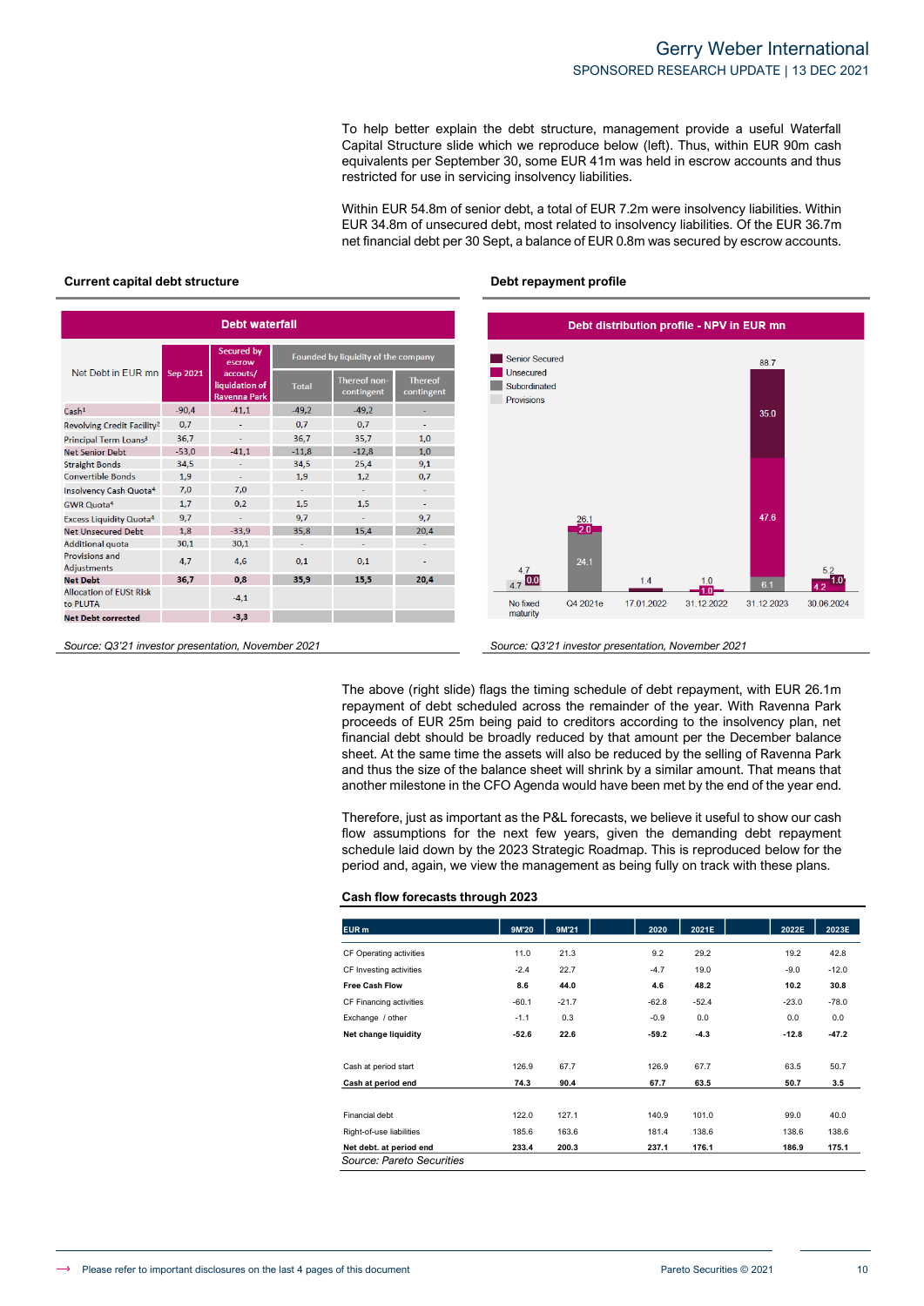To help better explain the debt structure, management provide a useful Waterfall Capital Structure slide which we reproduce below (left). Thus, within EUR 90m cash equivalents per September 30, some EUR 41m was held in escrow accounts and thus restricted for use in servicing insolvency liabilities.

Within EUR 54.8m of senior debt, a total of EUR 7.2m were insolvency liabilities. Within EUR 34.8m of unsecured debt, most related to insolvency liabilities. Of the EUR 36.7m net financial debt per 30 Sept, a balance of EUR 0.8m was secured by escrow accounts.

**Current capital debt structure**

Debt waterfall

| Net Debt in EUR mn | Sep 2021 | Secured by escrow accounts/ liquidation of Ravenna Park | Founded by liquidity of the company | | |
|---|---|---|---|---|---|
| | | | Total | Thereof non-contingent | Thereof contingent |
| Cash[1] | -90,4 | -41,1 | -49,2 | -49,2 | - |
| Revolving Credit Facility[2] | 0,7 | - | 0,7 | 0,7 | - |
| Principal Term Loans[3] | 36,7 | - | 36,7 | 35,7 | 1,0 |
| Net Senior Debt | -53,0 | -41,1 | -11,8 | -12,8 | 1,0 |
| Straight Bonds | 34,5 | - | 34,5 | 25,4 | 9,1 |
| Convertible Bonds | 1,9 | - | 1,9 | 1,2 | 0,7 |
| Insolvency Cash Quota[4] | 7,0 | 7,0 | - | - | - |
| GWR Quota[4] | 1,7 | 0,2 | 1,5 | 1,5 | - |
| Excess Liquidity Quota[4] | 9,7 | - | 9,7 | - | 9,7 |
| Net Unsecured Debt | 1,8 | -33,9 | 35,8 | 15,4 | 20,4 |
| Additional quota | 30,1 | 30,1 | - | - | - |
| Provisions and Adjustments | 4,7 | 4,6 | 0,1 | 0,1 | - |
| **Net Debt** | **36,7** | **0,8** | **35,9** | **15,5** | **20,4** |
| Allocation of EUSt Risk to PLUTA | | -4,1 | | | |
| **Net Debt corrected** | | **-3,3** | | | |

*Source: Q3'21 investor presentation, November 2021*

**Debt repayment profile**

Debt distribution profile - NPV in EUR mn

| | Senior Secured | Unsecured | Subordinated | Provisions | Total |
|---|---|---|---|---|---|
| No fixed maturity | | 0.0 | | 4.7 | 4.7 |
| Q4 2021e | | 2.0 | 24.1 | | 26.1 |
| 17.01.2022 | 1.4 | | | | 1.4 |
| 31.12.2022 | | 1.0 | | | 1.0 |
| 31.12.2023 | 35.0 | 47.6 | 6.1 | | 88.7 |
| 30.06.2024 | | 4.2 | 1.0 | | 5.2 |

*Source: Q3'21 investor presentation, November 2021*

The above (right slide) flags the timing schedule of debt repayment, with EUR 26.1m repayment of debt scheduled across the remainder of the year. With Ravenna Park proceeds of EUR 25m being paid to creditors according to the insolvency plan, net financial debt should be broadly reduced by that amount per the December balance sheet. At the same time the assets will also be reduced by the selling of Ravenna Park and thus the size of the balance sheet will shrink by a similar amount. That means that another milestone in the CFO Agenda would have been met by the end of the year end.

Therefore, just as important as the P&L forecasts, we believe it useful to show our cash flow assumptions for the next few years, given the demanding debt repayment schedule laid down by the 2023 Strategic Roadmap. This is reproduced below for the period and, again, we view the management as being fully on track with these plans.

**Cash flow forecasts through 2023**

| EUR m | 9M'20 | 9M'21 | 2020 | 2021E | 2022E | 2023E |
|---|---|---|---|---|---|---|
| CF Operating activities | 11.0 | 21.3 | 9.2 | 29.2 | 19.2 | 42.8 |
| CF Investing activities | -2.4 | 22.7 | -4.7 | 19.0 | -9.0 | -12.0 |
| **Free Cash Flow** | **8.6** | **44.0** | **4.6** | **48.2** | **10.2** | **30.8** |
| CF Financing activities | -60.1 | -21.7 | -62.8 | -52.4 | -23.0 | -78.0 |
| Exchange / other | -1.1 | 0.3 | -0.9 | 0.0 | 0.0 | 0.0 |
| **Net change liquidity** | **-52.6** | **22.6** | **-59.2** | **-4.3** | **-12.8** | **-47.2** |
| | | | | | | |
| Cash at period start | 126.9 | 67.7 | 126.9 | 67.7 | 63.5 | 50.7 |
| **Cash at period end** | **74.3** | **90.4** | **67.7** | **63.5** | **50.7** | **3.5** |
| | | | | | | |
| Financial debt | 122.0 | 127.1 | 140.9 | 101.0 | 99.0 | 40.0 |
| Right-of-use liabilities | 185.6 | 163.6 | 181.4 | 138.6 | 138.6 | 138.6 |
| **Net debt. at period end** | **233.4** | **200.3** | **237.1** | **176.1** | **186.9** | **175.1** |

*Source: Pareto Securities*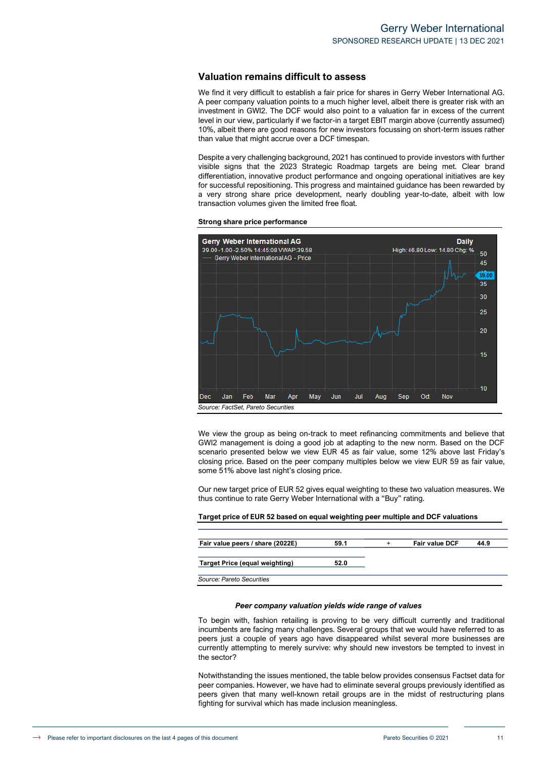## Valuation remains difficult to assess

We find it very difficult to establish a fair price for shares in Gerry Weber International AG. A peer company valuation points to a much higher level, albeit there is greater risk with an investment in GWI2. The DCF would also point to a valuation far in excess of the current level in our view, particularly if we factor-in a target EBIT margin above (currently assumed) 10%, albeit there are good reasons for new investors focussing on short-term issues rather than value that might accrue over a DCF timespan.

Despite a very challenging background, 2021 has continued to provide investors with further visible signs that the 2023 Strategic Roadmap targets are being met. Clear brand differentiation, innovative product performance and ongoing operational initiatives are key for successful repositioning. This progress and maintained guidance has been rewarded by a very strong share price development, nearly doubling year-to-date, albeit with low transaction volumes given the limited free float.

**Strong share price performance**

Gerry Weber International AG — Daily
39.00 -1.00 -2.50% 14:45:08 VWAP:39.58 — High: 46.80 Low: 14.80 Chg: %
Gerry Weber International AG - Price

*Source: FactSet, Pareto Securities*

We view the group as being on-track to meet refinancing commitments and believe that GWI2 management is doing a good job at adapting to the new norm. Based on the DCF scenario presented below we view EUR 45 as fair value, some 12% above last Friday's closing price. Based on the peer company multiples below we view EUR 59 as fair value, some 51% above last night's closing price.

Our new target price of EUR 52 gives equal weighting to these two valuation measures. We thus continue to rate Gerry Weber International with a "Buy" rating.

**Target price of EUR 52 based on equal weighting peer multiple and DCF valuations**

| Fair value peers / share (2022E) | 59.1 | + | Fair value DCF | 44.9 |
|---|---|---|---|---|
| **Target Price (equal weighting)** | **52.0** | | | |

*Source: Pareto Securities*

***Peer company valuation yields wide range of values***

To begin with, fashion retailing is proving to be very difficult currently and traditional incumbents are facing many challenges. Several groups that we would have referred to as peers just a couple of years ago have disappeared whilst several more businesses are currently attempting to merely survive: why should new investors be tempted to invest in the sector?

Notwithstanding the issues mentioned, the table below provides consensus Factset data for peer companies. However, we have had to eliminate several groups previously identified as peers given that many well-known retail groups are in the midst of restructuring plans fighting for survival which has made inclusion meaningless.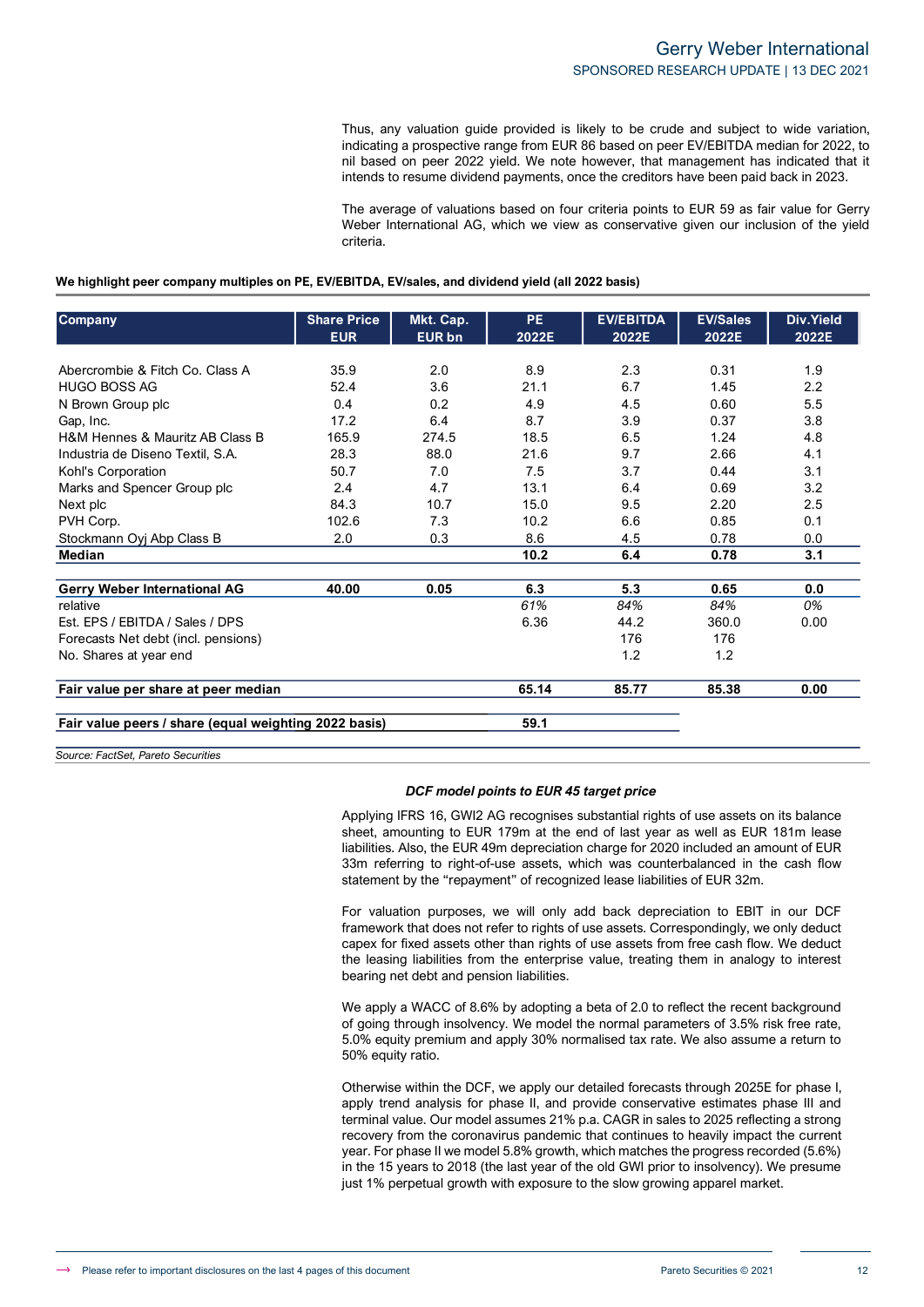Thus, any valuation guide provided is likely to be crude and subject to wide variation, indicating a prospective range from EUR 86 based on peer EV/EBITDA median for 2022, to nil based on peer 2022 yield. We note however, that management has indicated that it intends to resume dividend payments, once the creditors have been paid back in 2023.

The average of valuations based on four criteria points to EUR 59 as fair value for Gerry Weber International AG, which we view as conservative given our inclusion of the yield criteria.

**We highlight peer company multiples on PE, EV/EBITDA, EV/sales, and dividend yield (all 2022 basis)**

| Company | Share Price EUR | Mkt. Cap. EUR bn | PE 2022E | EV/EBITDA 2022E | EV/Sales 2022E | Div.Yield 2022E |
|---|---|---|---|---|---|---|
| Abercrombie & Fitch Co. Class A | 35.9 | 2.0 | 8.9 | 2.3 | 0.31 | 1.9 |
| HUGO BOSS AG | 52.4 | 3.6 | 21.1 | 6.7 | 1.45 | 2.2 |
| N Brown Group plc | 0.4 | 0.2 | 4.9 | 4.5 | 0.60 | 5.5 |
| Gap, Inc. | 17.2 | 6.4 | 8.7 | 3.9 | 0.37 | 3.8 |
| H&M Hennes & Mauritz AB Class B | 165.9 | 274.5 | 18.5 | 6.5 | 1.24 | 4.8 |
| Industria de Diseno Textil, S.A. | 28.3 | 88.0 | 21.6 | 9.7 | 2.66 | 4.1 |
| Kohl's Corporation | 50.7 | 7.0 | 7.5 | 3.7 | 0.44 | 3.1 |
| Marks and Spencer Group plc | 2.4 | 4.7 | 13.1 | 6.4 | 0.69 | 3.2 |
| Next plc | 84.3 | 10.7 | 15.0 | 9.5 | 2.20 | 2.5 |
| PVH Corp. | 102.6 | 7.3 | 10.2 | 6.6 | 0.85 | 0.1 |
| Stockmann Oyj Abp Class B | 2.0 | 0.3 | 8.6 | 4.5 | 0.78 | 0.0 |
| **Median** | | | **10.2** | **6.4** | **0.78** | **3.1** |
| | | | | | | |
| **Gerry Weber International AG** | **40.00** | **0.05** | **6.3** | **5.3** | **0.65** | **0.0** |
| relative | | | *61%* | *84%* | *84%* | *0%* |
| Est. EPS / EBITDA / Sales / DPS | | | 6.36 | 44.2 | 360.0 | 0.00 |
| Forecasts Net debt (incl. pensions) | | | | 176 | 176 | |
| No. Shares at year end | | | | 1.2 | 1.2 | |
| | | | | | | |
| **Fair value per share at peer median** | | | **65.14** | **85.77** | **85.38** | **0.00** |
| | | | | | | |
| **Fair value peers / share (equal weighting 2022 basis)** | | | **59.1** | | | |

*Source: FactSet, Pareto Securities*

***DCF model points to EUR 45 target price***

Applying IFRS 16, GWI2 AG recognises substantial rights of use assets on its balance sheet, amounting to EUR 179m at the end of last year as well as EUR 181m lease liabilities. Also, the EUR 49m depreciation charge for 2020 included an amount of EUR 33m referring to right-of-use assets, which was counterbalanced in the cash flow statement by the "repayment" of recognized lease liabilities of EUR 32m.

For valuation purposes, we will only add back depreciation to EBIT in our DCF framework that does not refer to rights of use assets. Correspondingly, we only deduct capex for fixed assets other than rights of use assets from free cash flow. We deduct the leasing liabilities from the enterprise value, treating them in analogy to interest bearing net debt and pension liabilities.

We apply a WACC of 8.6% by adopting a beta of 2.0 to reflect the recent background of going through insolvency. We model the normal parameters of 3.5% risk free rate, 5.0% equity premium and apply 30% normalised tax rate. We also assume a return to 50% equity ratio.

Otherwise within the DCF, we apply our detailed forecasts through 2025E for phase I, apply trend analysis for phase II, and provide conservative estimates phase III and terminal value. Our model assumes 21% p.a. CAGR in sales to 2025 reflecting a strong recovery from the coronavirus pandemic that continues to heavily impact the current year. For phase II we model 5.8% growth, which matches the progress recorded (5.6%) in the 15 years to 2018 (the last year of the old GWI prior to insolvency). We presume just 1% perpetual growth with exposure to the slow growing apparel market.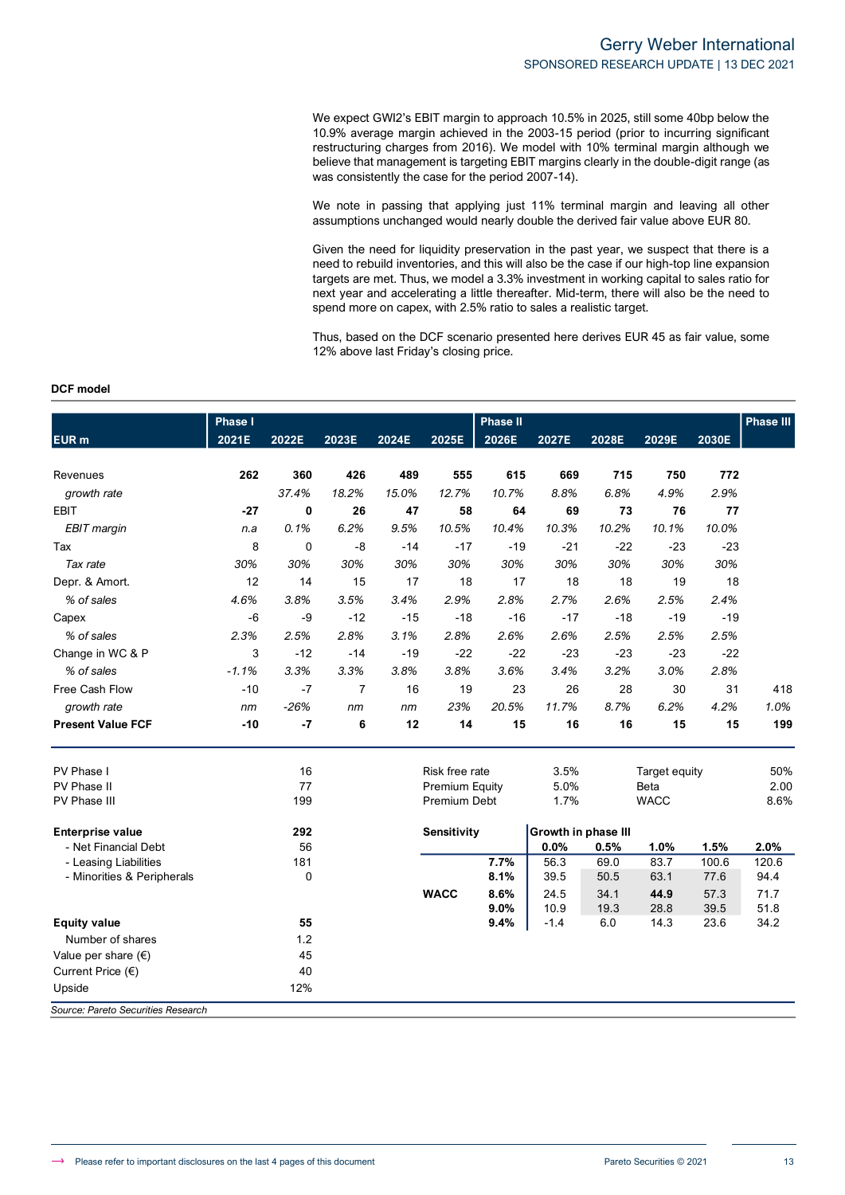We expect GWI2's EBIT margin to approach 10.5% in 2025, still some 40bp below the 10.9% average margin achieved in the 2003-15 period (prior to incurring significant restructuring charges from 2016). We model with 10% terminal margin although we believe that management is targeting EBIT margins clearly in the double-digit range (as was consistently the case for the period 2007-14).

We note in passing that applying just 11% terminal margin and leaving all other assumptions unchanged would nearly double the derived fair value above EUR 80.

Given the need for liquidity preservation in the past year, we suspect that there is a need to rebuild inventories, and this will also be the case if our high-top line expansion targets are met. Thus, we model a 3.3% investment in working capital to sales ratio for next year and accelerating a little thereafter. Mid-term, there will also be the need to spend more on capex, with 2.5% ratio to sales a realistic target.

Thus, based on the DCF scenario presented here derives EUR 45 as fair value, some 12% above last Friday's closing price.

**DCF model**

| EUR m | Phase I 2021E | 2022E | 2023E | 2024E | 2025E | Phase II 2026E | 2027E | 2028E | 2029E | 2030E | Phase III |
|---|---|---|---|---|---|---|---|---|---|---|---|
| Revenues | **262** | **360** | **426** | **489** | **555** | **615** | **669** | **715** | **750** | **772** | |
| *growth rate* | | *37.4%* | *18.2%* | *15.0%* | *12.7%* | *10.7%* | *8.8%* | *6.8%* | *4.9%* | *2.9%* | |
| EBIT | **-27** | **0** | **26** | **47** | **58** | **64** | **69** | **73** | **76** | **77** | |
| *EBIT margin* | *n.a* | *0.1%* | *6.2%* | *9.5%* | *10.5%* | *10.4%* | *10.3%* | *10.2%* | *10.1%* | *10.0%* | |
| Tax | 8 | 0 | -8 | -14 | -17 | -19 | -21 | -22 | -23 | -23 | |
| *Tax rate* | *30%* | *30%* | *30%* | *30%* | *30%* | *30%* | *30%* | *30%* | *30%* | *30%* | |
| Depr. & Amort. | 12 | 14 | 15 | 17 | 18 | 17 | 18 | 18 | 19 | 18 | |
| *% of sales* | *4.6%* | *3.8%* | *3.5%* | *3.4%* | *2.9%* | *2.8%* | *2.7%* | *2.6%* | *2.5%* | *2.4%* | |
| Capex | -6 | -9 | -12 | -15 | -18 | -16 | -17 | -18 | -19 | -19 | |
| *% of sales* | *2.3%* | *2.5%* | *2.8%* | *3.1%* | *2.8%* | *2.6%* | *2.6%* | *2.5%* | *2.5%* | *2.5%* | |
| Change in WC & P | 3 | -12 | -14 | -19 | -22 | -22 | -23 | -23 | -23 | -22 | |
| *% of sales* | *-1.1%* | *3.3%* | *3.3%* | *3.8%* | *3.8%* | *3.6%* | *3.4%* | *3.2%* | *3.0%* | *2.8%* | |
| Free Cash Flow | -10 | -7 | 7 | 16 | 19 | 23 | 26 | 28 | 30 | 31 | 418 |
| *growth rate* | *nm* | *-26%* | *nm* | *nm* | *23%* | *20.5%* | *11.7%* | *8.7%* | *6.2%* | *4.2%* | *1.0%* |
| **Present Value FCF** | **-10** | **-7** | **6** | **12** | **14** | **15** | **16** | **16** | **15** | **15** | **199** |

| | |
|---|---|
| PV Phase I | 16 |
| PV Phase II | 77 |
| PV Phase III | 199 |
| **Enterprise value** | **292** |
| - Net Financial Debt | 56 |
| - Leasing Liabilities | 181 |
| - Minorities & Peripherals | 0 |
| **Equity value** | **55** |
| Number of shares | 1.2 |
| Value per share (€) | 45 |
| Current Price (€) | 40 |
| Upside | 12% |

| | | | |
|---|---|---|---|
| Risk free rate | 3.5% | Target equity | 50% |
| Premium Equity | 5.0% | Beta | 2.00 |
| Premium Debt | 1.7% | WACC | 8.6% |

| Sensitivity | | Growth in phase III | | | | |
|---|---|---|---|---|---|---|
| | | **0.0%** | **0.5%** | **1.0%** | **1.5%** | **2.0%** |
| | **7.7%** | 56.3 | 69.0 | 83.7 | 100.6 | 120.6 |
| | **8.1%** | 39.5 | 50.5 | 63.1 | 77.6 | 94.4 |
| **WACC** | **8.6%** | 24.5 | 34.1 | **44.9** | 57.3 | 71.7 |
| | **9.0%** | 10.9 | 19.3 | 28.8 | 39.5 | 51.8 |
| | **9.4%** | -1.4 | 6.0 | 14.3 | 23.6 | 34.2 |

*Source: Pareto Securities Research*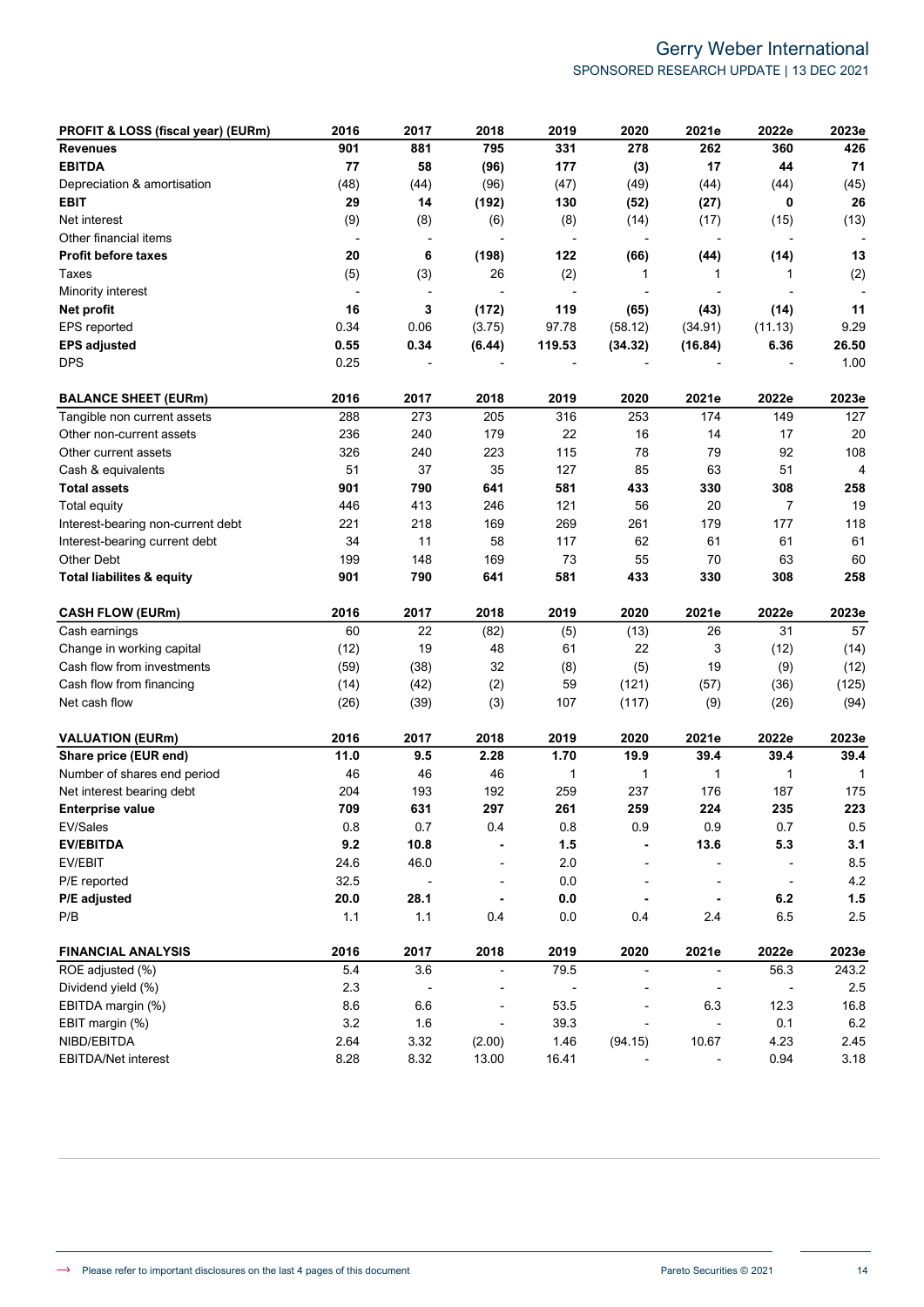| PROFIT & LOSS (fiscal year) (EURm) | 2016 | 2017 | 2018 | 2019 | 2020 | 2021e | 2022e | 2023e |
|---|---|---|---|---|---|---|---|---|
| **Revenues** | **901** | **881** | **795** | **331** | **278** | **262** | **360** | **426** |
| **EBITDA** | **77** | **58** | **(96)** | **177** | **(3)** | **17** | **44** | **71** |
| Depreciation & amortisation | (48) | (44) | (96) | (47) | (49) | (44) | (44) | (45) |
| **EBIT** | **29** | **14** | **(192)** | **130** | **(52)** | **(27)** | **0** | **26** |
| Net interest | (9) | (8) | (6) | (8) | (14) | (17) | (15) | (13) |
| Other financial items | - | - | - | - | - | - | - | - |
| **Profit before taxes** | **20** | **6** | **(198)** | **122** | **(66)** | **(44)** | **(14)** | **13** |
| Taxes | (5) | (3) | 26 | (2) | 1 | 1 | 1 | (2) |
| Minority interest | - | - | - | - | - | - | - | - |
| **Net profit** | **16** | **3** | **(172)** | **119** | **(65)** | **(43)** | **(14)** | **11** |
| EPS reported | 0.34 | 0.06 | (3.75) | 97.78 | (58.12) | (34.91) | (11.13) | 9.29 |
| **EPS adjusted** | **0.55** | **0.34** | **(6.44)** | **119.53** | **(34.32)** | **(16.84)** | **6.36** | **26.50** |
| DPS | 0.25 | - | - | - | - | - | - | 1.00 |

| BALANCE SHEET (EURm) | 2016 | 2017 | 2018 | 2019 | 2020 | 2021e | 2022e | 2023e |
|---|---|---|---|---|---|---|---|---|
| Tangible non current assets | 288 | 273 | 205 | 316 | 253 | 174 | 149 | 127 |
| Other non-current assets | 236 | 240 | 179 | 22 | 16 | 14 | 17 | 20 |
| Other current assets | 326 | 240 | 223 | 115 | 78 | 79 | 92 | 108 |
| Cash & equivalents | 51 | 37 | 35 | 127 | 85 | 63 | 51 | 4 |
| **Total assets** | **901** | **790** | **641** | **581** | **433** | **330** | **308** | **258** |
| Total equity | 446 | 413 | 246 | 121 | 56 | 20 | 7 | 19 |
| Interest-bearing non-current debt | 221 | 218 | 169 | 269 | 261 | 179 | 177 | 118 |
| Interest-bearing current debt | 34 | 11 | 58 | 117 | 62 | 61 | 61 | 61 |
| Other Debt | 199 | 148 | 169 | 73 | 55 | 70 | 63 | 60 |
| **Total liabilites & equity** | **901** | **790** | **641** | **581** | **433** | **330** | **308** | **258** |

| CASH FLOW (EURm) | 2016 | 2017 | 2018 | 2019 | 2020 | 2021e | 2022e | 2023e |
|---|---|---|---|---|---|---|---|---|
| Cash earnings | 60 | 22 | (82) | (5) | (13) | 26 | 31 | 57 |
| Change in working capital | (12) | 19 | 48 | 61 | 22 | 3 | (12) | (14) |
| Cash flow from investments | (59) | (38) | 32 | (8) | (5) | 19 | (9) | (12) |
| Cash flow from financing | (14) | (42) | (2) | 59 | (121) | (57) | (36) | (125) |
| Net cash flow | (26) | (39) | (3) | 107 | (117) | (9) | (26) | (94) |

| VALUATION (EURm) | 2016 | 2017 | 2018 | 2019 | 2020 | 2021e | 2022e | 2023e |
|---|---|---|---|---|---|---|---|---|
| **Share price (EUR end)** | **11.0** | **9.5** | **2.28** | **1.70** | **19.9** | **39.4** | **39.4** | **39.4** |
| Number of shares end period | 46 | 46 | 46 | 1 | 1 | 1 | 1 | 1 |
| Net interest bearing debt | 204 | 193 | 192 | 259 | 237 | 176 | 187 | 175 |
| **Enterprise value** | **709** | **631** | **297** | **261** | **259** | **224** | **235** | **223** |
| EV/Sales | 0.8 | 0.7 | 0.4 | 0.8 | 0.9 | 0.9 | 0.7 | 0.5 |
| **EV/EBITDA** | **9.2** | **10.8** | **-** | **1.5** | **-** | **13.6** | **5.3** | **3.1** |
| EV/EBIT | 24.6 | 46.0 | - | 2.0 | - | - | - | 8.5 |
| P/E reported | 32.5 | - | - | 0.0 | - | - | - | 4.2 |
| **P/E adjusted** | **20.0** | **28.1** | **-** | **0.0** | **-** | **-** | **6.2** | **1.5** |
| P/B | 1.1 | 1.1 | 0.4 | 0.0 | 0.4 | 2.4 | 6.5 | 2.5 |

| FINANCIAL ANALYSIS | 2016 | 2017 | 2018 | 2019 | 2020 | 2021e | 2022e | 2023e |
|---|---|---|---|---|---|---|---|---|
| ROE adjusted (%) | 5.4 | 3.6 | - | 79.5 | - | - | 56.3 | 243.2 |
| Dividend yield (%) | 2.3 | - | - | - | - | - | - | 2.5 |
| EBITDA margin (%) | 8.6 | 6.6 | - | 53.5 | - | 6.3 | 12.3 | 16.8 |
| EBIT margin (%) | 3.2 | 1.6 | - | 39.3 | - | - | 0.1 | 6.2 |
| NIBD/EBITDA | 2.64 | 3.32 | (2.00) | 1.46 | (94.15) | 10.67 | 4.23 | 2.45 |
| EBITDA/Net interest | 8.28 | 8.32 | 13.00 | 16.41 | - | - | 0.94 | 3.18 |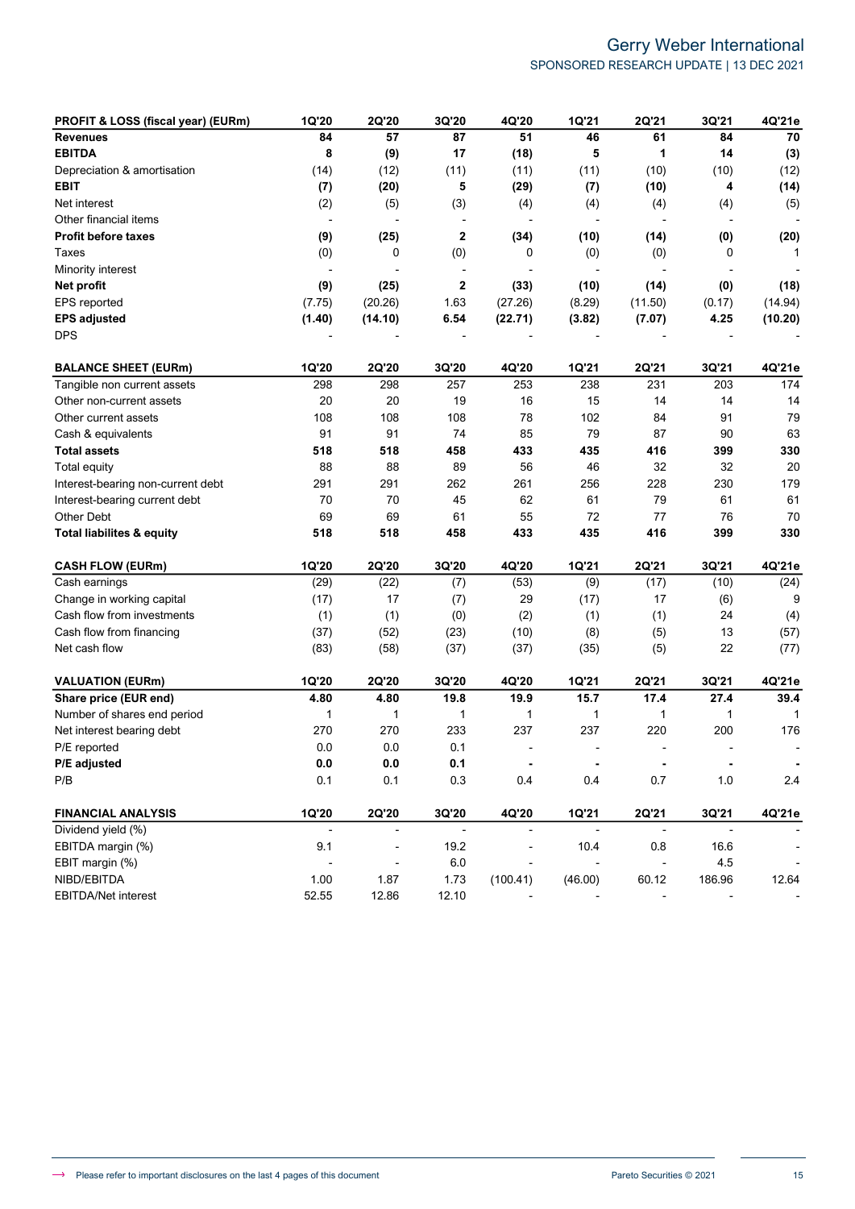| PROFIT & LOSS (fiscal year) (EURm) | 1Q'20 | 2Q'20 | 3Q'20 | 4Q'20 | 1Q'21 | 2Q'21 | 3Q'21 | 4Q'21e |
|---|---|---|---|---|---|---|---|---|
| **Revenues** | **84** | **57** | **87** | **51** | **46** | **61** | **84** | **70** |
| **EBITDA** | **8** | **(9)** | **17** | **(18)** | **5** | **1** | **14** | **(3)** |
| Depreciation & amortisation | (14) | (12) | (11) | (11) | (11) | (10) | (10) | (12) |
| **EBIT** | **(7)** | **(20)** | **5** | **(29)** | **(7)** | **(10)** | **4** | **(14)** |
| Net interest | (2) | (5) | (3) | (4) | (4) | (4) | (4) | (5) |
| Other financial items | - | - | - | - | - | - | - | - |
| **Profit before taxes** | **(9)** | **(25)** | **2** | **(34)** | **(10)** | **(14)** | **(0)** | **(20)** |
| Taxes | (0) | 0 | (0) | 0 | (0) | (0) | 0 | 1 |
| Minority interest | - | - | - | - | - | - | - | - |
| **Net profit** | **(9)** | **(25)** | **2** | **(33)** | **(10)** | **(14)** | **(0)** | **(18)** |
| EPS reported | (7.75) | (20.26) | 1.63 | (27.26) | (8.29) | (11.50) | (0.17) | (14.94) |
| **EPS adjusted** | **(1.40)** | **(14.10)** | **6.54** | **(22.71)** | **(3.82)** | **(7.07)** | **4.25** | **(10.20)** |
| DPS | - | - | - | - | - | - | - | - |

| BALANCE SHEET (EURm) | 1Q'20 | 2Q'20 | 3Q'20 | 4Q'20 | 1Q'21 | 2Q'21 | 3Q'21 | 4Q'21e |
|---|---|---|---|---|---|---|---|---|
| Tangible non current assets | 298 | 298 | 257 | 253 | 238 | 231 | 203 | 174 |
| Other non-current assets | 20 | 20 | 19 | 16 | 15 | 14 | 14 | 14 |
| Other current assets | 108 | 108 | 108 | 78 | 102 | 84 | 91 | 79 |
| Cash & equivalents | 91 | 91 | 74 | 85 | 79 | 87 | 90 | 63 |
| **Total assets** | **518** | **518** | **458** | **433** | **435** | **416** | **399** | **330** |
| Total equity | 88 | 88 | 89 | 56 | 46 | 32 | 32 | 20 |
| Interest-bearing non-current debt | 291 | 291 | 262 | 261 | 256 | 228 | 230 | 179 |
| Interest-bearing current debt | 70 | 70 | 45 | 62 | 61 | 79 | 61 | 61 |
| Other Debt | 69 | 69 | 61 | 55 | 72 | 77 | 76 | 70 |
| **Total liabilites & equity** | **518** | **518** | **458** | **433** | **435** | **416** | **399** | **330** |

| CASH FLOW (EURm) | 1Q'20 | 2Q'20 | 3Q'20 | 4Q'20 | 1Q'21 | 2Q'21 | 3Q'21 | 4Q'21e |
|---|---|---|---|---|---|---|---|---|
| Cash earnings | (29) | (22) | (7) | (53) | (9) | (17) | (10) | (24) |
| Change in working capital | (17) | 17 | (7) | 29 | (17) | 17 | (6) | 9 |
| Cash flow from investments | (1) | (1) | (0) | (2) | (1) | (1) | 24 | (4) |
| Cash flow from financing | (37) | (52) | (23) | (10) | (8) | (5) | 13 | (57) |
| Net cash flow | (83) | (58) | (37) | (37) | (35) | (5) | 22 | (77) |

| VALUATION (EURm) | 1Q'20 | 2Q'20 | 3Q'20 | 4Q'20 | 1Q'21 | 2Q'21 | 3Q'21 | 4Q'21e |
|---|---|---|---|---|---|---|---|---|
| **Share price (EUR end)** | **4.80** | **4.80** | **19.8** | **19.9** | **15.7** | **17.4** | **27.4** | **39.4** |
| Number of shares end period | 1 | 1 | 1 | 1 | 1 | 1 | 1 | 1 |
| Net interest bearing debt | 270 | 270 | 233 | 237 | 237 | 220 | 200 | 176 |
| P/E reported | 0.0 | 0.0 | 0.1 | - | - | - | - | - |
| **P/E adjusted** | **0.0** | **0.0** | **0.1** | **-** | **-** | **-** | **-** | **-** |
| P/B | 0.1 | 0.1 | 0.3 | 0.4 | 0.4 | 0.7 | 1.0 | 2.4 |

| FINANCIAL ANALYSIS | 1Q'20 | 2Q'20 | 3Q'20 | 4Q'20 | 1Q'21 | 2Q'21 | 3Q'21 | 4Q'21e |
|---|---|---|---|---|---|---|---|---|
| Dividend yield (%) | - | - | - | - | - | - | - | - |
| EBITDA margin (%) | 9.1 | - | 19.2 | - | 10.4 | 0.8 | 16.6 | - |
| EBIT margin (%) | - | - | 6.0 | - | - | - | 4.5 | - |
| NIBD/EBITDA | 1.00 | 1.87 | 1.73 | (100.41) | (46.00) | 60.12 | 186.96 | 12.64 |
| EBITDA/Net interest | 52.55 | 12.86 | 12.10 | - | - | - | - | - |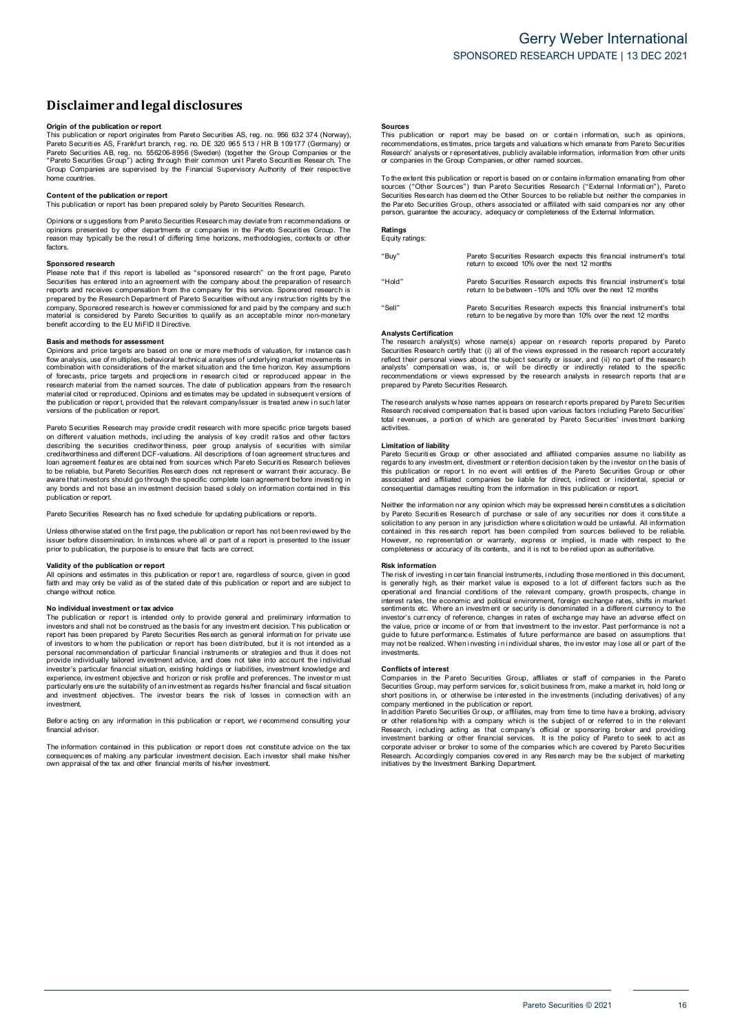# Disclaimer and legal disclosures

**Origin of the publication or report**

This publication or report originates from Pareto Securities AS, reg. no. 956 632 374 (Norway), Pareto Securities AS, Frankfurt branch, reg. no. DE 320 965 513 / HR B 109177 (Germany) or Pareto Securities AB, reg. no. 556206-8956 (Sweden) (together the Group Companies or the "Pareto Securities Group") acting through their common unit Pareto Securities Research. The Group Companies are supervised by the Financial Supervisory Authority of their respective home countries.

**Content of the publication or report**

This publication or report has been prepared solely by Pareto Securities Research.

Opinions or suggestions from Pareto Securities Research may deviate from recommendations or opinions presented by other departments or companies in the Pareto Securities Group. The reason may typically be the result of differing time horizons, methodologies, contexts or other factors.

**Sponsored research**

Please note that if this report is labelled as "sponsored research" on the front page, Pareto Securities has entered into an agreement with the company about the preparation of research reports and receives compensation from the company for this service. Sponsored research is prepared by the Research Department of Pareto Securities without any instruction rights by the company. Sponsored research is however commissioned for and paid by the company and such material is considered by Pareto Securities to qualify as an acceptable minor non-monetary benefit according to the EU MiFID II Directive.

**Basis and methods for assessment**

Opinions and price targets are based on one or more methods of valuation, for instance cash flow analysis, use of multiples, behavioral technical analyses of underlying market movements in combination with considerations of the market situation and the time horizon. Key assumptions of forecasts, price targets and projections in research cited or reproduced appear in the research material from the named sources. The date of publication appears from the research material cited or reproduced. Opinions and estimates may be updated in subsequent versions of the publication or report, provided that the relevant company/issuer is treated anew in such later versions of the publication or report.

Pareto Securities Research may provide credit research with more specific price targets based on different valuation methods, including the analysis of key credit ratios and other factors describing the securities creditworthiness, peer group analysis of securities with similar creditworthiness and different DCF-valuations. All descriptions of loan agreement structures and loan agreement features are obtained from sources which Pareto Securities Research believes to be reliable, but Pareto Securities Research does not represent or warrant their accuracy. Be aware that investors should go through the specific complete loan agreement before investing in any bonds and not base an investment decision based solely on information contained in this publication or report.

Pareto Securities Research has no fixed schedule for updating publications or reports.

Unless otherwise stated on the first page, the publication or report has not been reviewed by the issuer before dissemination. In instances where all or part of a report is presented to the issuer prior to publication, the purpose is to ensure that facts are correct.

**Validity of the publication or report**

All opinions and estimates in this publication or report are, regardless of source, given in good faith and may only be valid as of the stated date of this publication or report and are subject to change without notice.

**No individual investment or tax advice**

The publication or report is intended only to provide general and preliminary information to investors and shall not be construed as the basis for any investment decision. This publication or report has been prepared by Pareto Securities Research as general information for private use of investors to whom the publication or report has been distributed, but it is not intended as a personal recommendation of particular financial instruments or strategies and thus it does not provide individually tailored investment advice, and does not take into account the individual investor's particular financial situation, existing holdings or liabilities, investment knowledge and experience, investment objective and horizon or risk profile and preferences. The investor must particularly ensure the suitability of an investment as regards his/her financial and fiscal situation and investment objectives. The investor bears the risk of losses in connection with an investment.

Before acting on any information in this publication or report, we recommend consulting your financial advisor.

The information contained in this publication or report does not constitute advice on the tax consequences of making any particular investment decision. Each investor shall make his/her own appraisal of the tax and other financial merits of his/her investment.

**Sources**

This publication or report may be based on or contain information, such as opinions, recommendations, estimates, price targets and valuations which emanate from Pareto Securities Research' analysts or representatives, publicly available information, information from other units or companies in the Group Companies, or other named sources.

To the extent this publication or report is based on or contains information emanating from other sources ("Other Sources") than Pareto Securities Research ("External Information"), Pareto Securities Research has deemed the Other Sources to be reliable but neither the companies in the Pareto Securities Group, others associated or affiliated with said companies nor any other person, guarantee the accuracy, adequacy or completeness of the External Information.

**Ratings**

Equity ratings:

| | |
|---|---|
| "Buy" | Pareto Securities Research expects this financial instrument's total return to exceed 10% over the next 12 months |
| "Hold" | Pareto Securities Research expects this financial instrument's total return to be between -10% and 10% over the next 12 months |
| "Sell" | Pareto Securities Research expects this financial instrument's total return to be negative by more than 10% over the next 12 months |

**Analysts Certification**

The research analyst(s) whose name(s) appear on research reports prepared by Pareto Securities Research certify that: (i) all of the views expressed in the research report accurately reflect their personal views about the subject security or issuer, and (ii) no part of the research analysts' compensation was, is, or will be directly or indirectly related to the specific recommendations or views expressed by the research analysts in research reports that are prepared by Pareto Securities Research.

The research analysts whose names appears on research reports prepared by Pareto Securities Research received compensation that is based upon various factors including Pareto Securities' total revenues, a portion of which are generated by Pareto Securities' investment banking activities.

**Limitation of liability**

Pareto Securities Group or other associated and affiliated companies assume no liability as regards to any investment, divestment or retention decision taken by the investor on the basis of this publication or report. In no event will entities of the Pareto Securities Group or other associated and affiliated companies be liable for direct, indirect or incidental, special or consequential damages resulting from the information in this publication or report.

Neither the information nor any opinion which may be expressed herein constitutes a solicitation by Pareto Securities Research of purchase or sale of any securities nor does it constitute a solicitation to any person in any jurisdiction where solicitation would be unlawful. All information contained in this research report has been compiled from sources believed to be reliable. However, no representation or warranty, express or implied, is made with respect to the completeness or accuracy of its contents, and it is not to be relied upon as authoritative.

**Risk information**

The risk of investing in certain financial instruments, including those mentioned in this document, is generally high, as their market value is exposed to a lot of different factors such as the operational and financial conditions of the relevant company, growth prospects, change in interest rates, the economic and political environment, foreign exchange rates, shifts in market sentiments etc. Where an investment or security is denominated in a different currency to the investor's currency of reference, changes in rates of exchange may have an adverse effect on the value, price or income of or from that investment to the investor. Past performance is not a guide to future performance. Estimates of future performance are based on assumptions that may not be realized. When investing in individual shares, the investor may lose all or part of the investments.

**Conflicts of interest**

Companies in the Pareto Securities Group, affiliates or staff of companies in the Pareto Securities Group, may perform services for, solicit business from, make a market in, hold long or short positions in, or otherwise be interested in the investments (including derivatives) of any company mentioned in the publication or report.

In addition Pareto Securities Group, or affiliates, may from time to time have a broking, advisory or other relationship with a company which is the subject of or referred to in the relevant Research, including acting as that company's official or sponsoring broker and providing investment banking or other financial services. It is the policy of Pareto to seek to act as corporate adviser or broker to some of the companies which are covered by Pareto Securities Research. Accordingly companies covered in any Research may be the subject of marketing initiatives by the Investment Banking Department.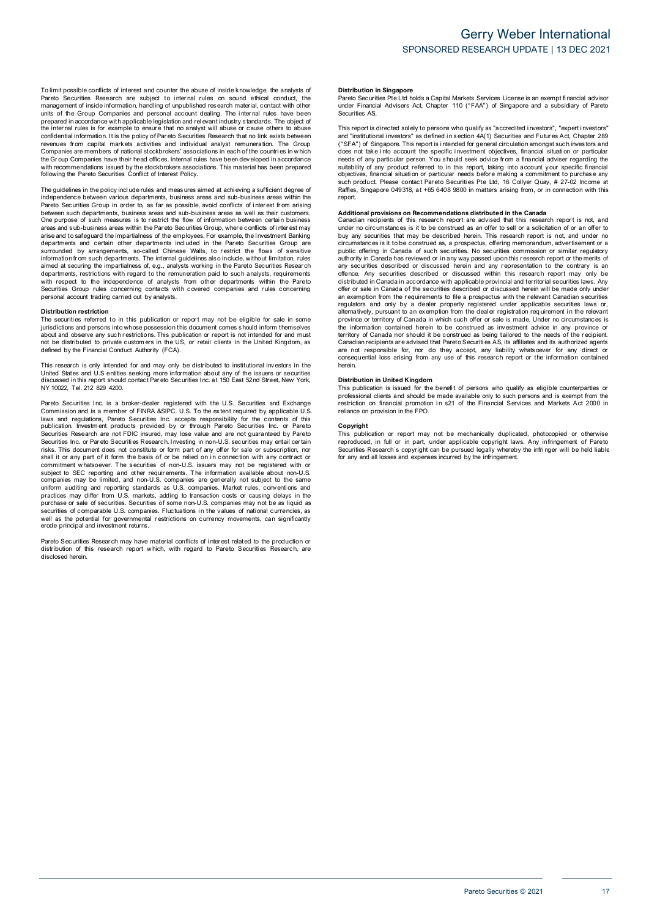To limit possible conflicts of interest and counter the abuse of inside knowledge, the analysts of Pareto Securities Research are subject to internal rules on sound ethical conduct, the management of inside information, handling of unpublished research material, contact with other units of the Group Companies and personal account dealing. The internal rules have been prepared in accordance with applicable legislation and relevant industry standards. The object of the internal rules is for example to ensure that no analyst will abuse or cause others to abuse confidential information. It is the policy of Pareto Securities Research that no link exists between revenues from capital markets activities and individual analyst remuneration. The Group Companies are members of national stockbrokers' associations in each of the countries in which the Group Companies have their head offices. Internal rules have been developed in accordance with recommendations issued by the stockbrokers associations. This material has been prepared following the Pareto Securities Conflict of Interest Policy.

The guidelines in the policy include rules and measures aimed at achieving a sufficient degree of independence between various departments, business areas and sub-business areas within the Pareto Securities Group in order to, as far as possible, avoid conflicts of interest from arising between such departments, business areas and sub-business areas as well as their customers. One purpose of such measures is to restrict the flow of information between certain business areas and sub-business areas within the Pareto Securities Group, where conflicts of interest may arise and to safeguard the impartialness of the employees. For example, the Investment Banking departments and certain other departments included in the Pareto Securities Group are surrounded by arrangements, so-called Chinese Walls, to restrict the flows of sensitive information from such departments. The internal guidelines also include, without limitation, rules aimed at securing the impartialness of, e.g., analysts working in the Pareto Securities Research departments, restrictions with regard to the remuneration paid to such analysts, requirements with respect to the independence of analysts from other departments within the Pareto Securities Group rules concerning contacts with covered companies and rules concerning personal account trading carried out by analysts.

**Distribution restriction**

The securities referred to in this publication or report may not be eligible for sale in some jurisdictions and persons into whose possession this document comes should inform themselves about and observe any such restrictions. This publication or report is not intended for and must not be distributed to private customers in the US, or retail clients in the United Kingdom, as defined by the Financial Conduct Authority (FCA).

This research is only intended for and may only be distributed to institutional investors in the United States and U.S entities seeking more information about any of the issuers or securities discussed in this report should contact Pareto Securities Inc. at 150 East 52nd Street, New York, NY 10022, Tel. 212 829 4200.

Pareto Securities Inc. is a broker-dealer registered with the U.S. Securities and Exchange Commission and is a member of FINRA &SIPC. U.S. To the extent required by applicable U.S. laws and regulations, Pareto Securities Inc. accepts responsibility for the contents of this publication. Investment products provided by or through Pareto Securities Inc. or Pareto Securities Research are not FDIC insured, may lose value and are not guaranteed by Pareto Securities Inc. or Pareto Securities Research. Investing in non-U.S. securities may entail certain risks. This document does not constitute or form part of any offer for sale or subscription, nor shall it or any part of it form the basis of or be relied on in connection with any contract or commitment whatsoever. The securities of non-U.S. issuers may not be registered with or subject to SEC reporting and other requirements. The information available about non-U.S. companies may be limited, and non-U.S. companies are generally not subject to the same uniform auditing and reporting standards as U.S. companies. Market rules, conventions and practices may differ from U.S. markets, adding to transaction costs or causing delays in the purchase or sale of securities. Securities of some non-U.S. companies may not be as liquid as securities of comparable U.S. companies. Fluctuations in the values of national currencies, as well as the potential for governmental restrictions on currency movements, can significantly erode principal and investment returns.

Pareto Securities Research may have material conflicts of interest related to the production or distribution of this research report which, with regard to Pareto Securities Research, are disclosed herein.

**Distribution in Singapore**

Pareto Securities Pte Ltd holds a Capital Markets Services License is an exempt financial advisor under Financial Advisers Act, Chapter 110 ("FAA") of Singapore and a subsidiary of Pareto Securities AS.

This report is directed solely to persons who qualify as "accredited investors", "expert investors" and "institutional investors" as defined in section 4A(1) Securities and Futures Act, Chapter 289 ("SFA") of Singapore. This report is intended for general circulation amongst such investors and does not take into account the specific investment objectives, financial situation or particular needs of any particular person. You should seek advice from a financial adviser regarding the suitability of any product referred to in this report, taking into account your specific financial objectives, financial situation or particular needs before making a commitment to purchase any such product. Please contact Pareto Securities Pte Ltd, 16 Collyer Quay, # 27-02 Income at Raffles, Singapore 049318, at +65 6408 9800 in matters arising from, or in connection with this report.

**Additional provisions on Recommendations distributed in the Canada**

Canadian recipients of this research report are advised that this research report is not, and under no circumstances is it to be construed as an offer to sell or a solicitation of or an offer to buy any securities that may be described herein. This research report is not, and under no circumstances is it to be construed as, a prospectus, offering memorandum, advertisement or a public offering in Canada of such securities. No securities commission or similar regulatory authority in Canada has reviewed or in any way passed upon this research report or the merits of any securities described or discussed herein and any representation to the contrary is an offence. Any securities described or discussed within this research report may only be distributed in Canada in accordance with applicable provincial and territorial securities laws. Any offer or sale in Canada of the securities described or discussed herein will be made only under an exemption from the requirements to file a prospectus with the relevant Canadian securities regulators and only by a dealer properly registered under applicable securities laws or, alternatively, pursuant to an exemption from the dealer registration requirement in the relevant province or territory of Canada in which such offer or sale is made. Under no circumstances is the information contained herein to be construed as investment advice in any province or territory of Canada nor should it be construed as being tailored to the needs of the recipient. Canadian recipients are advised that Pareto Securities AS, its affiliates and its authorized agents are not responsible for, nor do they accept, any liability whatsoever for any direct or consequential loss arising from any use of this research report or the information contained herein.

**Distribution in United Kingdom**

This publication is issued for the benefit of persons who qualify as eligible counterparties or professional clients and should be made available only to such persons and is exempt from the restriction on financial promotion in s21 of the Financial Services and Markets Act 2000 in reliance on provision in the FPO.

**Copyright**

This publication or report may not be mechanically duplicated, photocopied or otherwise reproduced, in full or in part, under applicable copyright laws. Any infringement of Pareto Securities Research´s copyright can be pursued legally whereby the infringer will be held liable for any and all losses and expenses incurred by the infringement.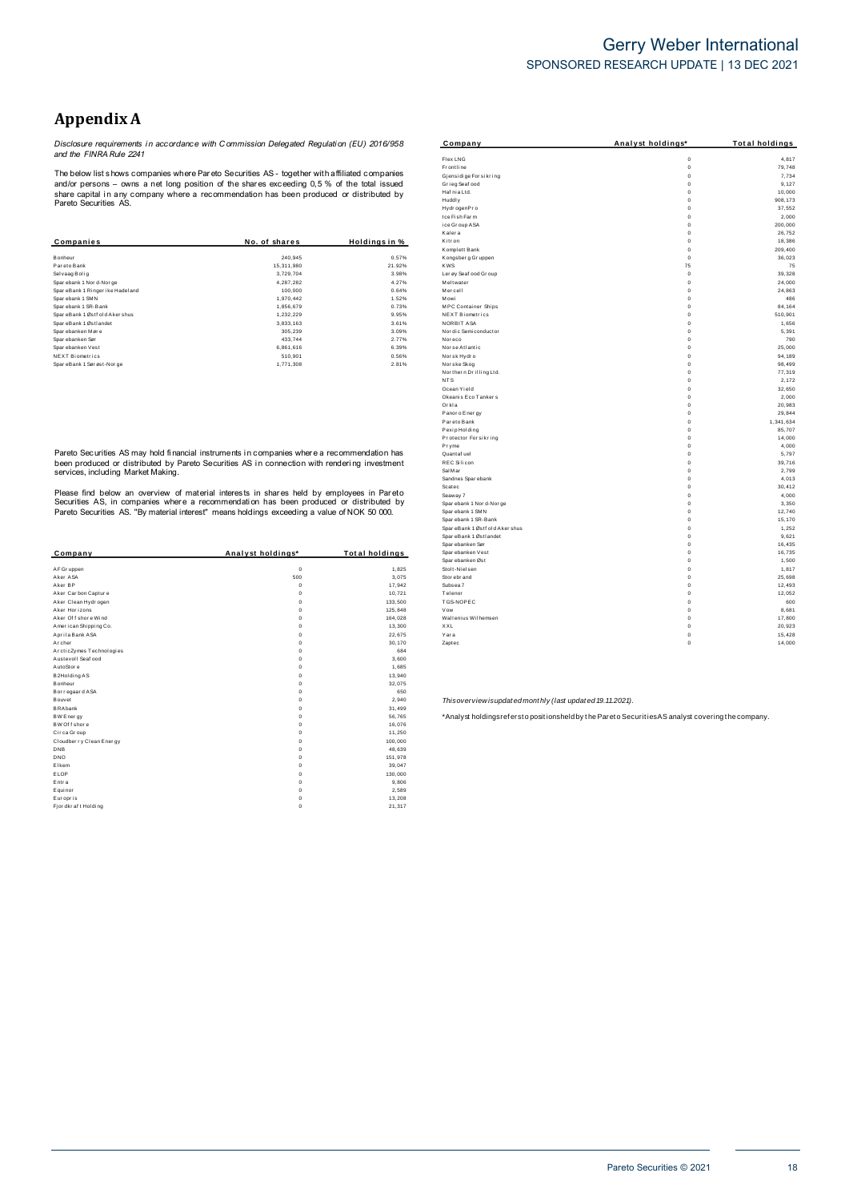# Appendix A

*Disclosure requirements in accordance with Commission Delegated Regulation (EU) 2016/958 and the FINRA Rule 2241*

The below list shows companies where Pareto Securities AS - together with affiliated companies and/or persons – owns a net long position of the shares exceeding 0,5 % of the total issued share capital in any company where a recommendation has been produced or distributed by Pareto Securities AS.

| Companies | No. of shares | Holdings in % |
|---|---|---|
| Bonheur | 240,945 | 0.57% |
| Pareto Bank | 15,311,980 | 21.92% |
| Selvaag Bolig | 3,729,704 | 3.98% |
| Sparebank 1 Nord-Norge | 4,287,282 | 4.27% |
| SpareBank 1 Ringerike Hadeland | 100,000 | 0.64% |
| Sparebank 1 SMN | 1,970,442 | 1.52% |
| Sparebank 1 SR-Bank | 1,856,679 | 0.73% |
| SpareBank 1 Østfold Akershus | 1,232,229 | 9.95% |
| SpareBank 1 Østlandet | 3,833,163 | 3.61% |
| Sparebanken Møre | 305,239 | 3.09% |
| Sparebanken Sør | 433,744 | 2.77% |
| Sparebanken Vest | 6,861,616 | 6.39% |
| NEXT Biometrics | 510,901 | 0.56% |
| SpareBank 1 Sørøst-Norge | 1,771,308 | 2.81% |

Pareto Securities AS may hold financial instruments in companies where a recommendation has been produced or distributed by Pareto Securities AS in connection with rendering investment services, including Market Making.

Please find below an overview of material interests in shares held by employees in Pareto Securities AS, in companies where a recommendation has been produced or distributed by Pareto Securities AS. "By material interest" means holdings exceeding a value of NOK 50 000.

| Company | Analyst holdings* | Total holdings |
|---|---|---|
| AF Gruppen | 0 | 1,825 |
| Aker ASA | 500 | 3,075 |
| Aker BP | 0 | 17,942 |
| Aker Carbon Capture | 0 | 10,721 |
| Aker Clean Hydrogen | 0 | 133,500 |
| Aker Horizons | 0 | 125,848 |
| Aker Offshore Wind | 0 | 164,028 |
| American Shipping Co. | 0 | 13,300 |
| Aprila Bank ASA | 0 | 22,675 |
| Archer | 0 | 30,170 |
| ArcticZymes Technologies | 0 | 684 |
| Austevoll Seafood | 0 | 3,600 |
| AutoStore | 0 | 1,685 |
| B2Holding AS | 0 | 13,940 |
| Bonheur | 0 | 32,075 |
| Borregaard ASA | 0 | 650 |
| Bouvet | 0 | 2,940 |
| BRAbank | 0 | 31,499 |
| BW Energy | 0 | 56,765 |
| BW Offshore | 0 | 16,076 |
| Circa Group | 0 | 11,250 |
| Cloudberry Clean Energy | 0 | 100,000 |
| DNB | 0 | 48,639 |
| DNO | 0 | 151,978 |
| Elkem | 0 | 39,047 |
| ELOP | 0 | 130,000 |
| Entra | 0 | 9,806 |
| Equinor | 0 | 2,589 |
| Europris | 0 | 13,208 |
| Fjordkraft Holding | 0 | 21,317 |
| Flex LNG | 0 | 4,817 |
| Frontline | 0 | 79,748 |
| Gjensidige Forsikring | 0 | 7,734 |
| Grieg Seafood | 0 | 9,127 |
| Hafnia Ltd. | 0 | 10,000 |
| Huddly | 0 | 908,173 |
| HydrogenPro | 0 | 37,552 |
| Ice Fish Farm | 0 | 2,000 |
| ice Group ASA | 0 | 200,000 |
| Kalera | 0 | 26,752 |
| Kitron | 0 | 18,386 |
| Komplett Bank | 0 | 209,400 |
| Kongsberg Gruppen | 0 | 36,023 |
| KWS | 75 | 75 |
| Lerøy Seafood Group | 0 | 39,328 |
| Meltwater | 0 | 24,000 |
| Mercell | 0 | 24,863 |
| Mowi | 0 | 486 |
| MPC Container Ships | 0 | 84,164 |
| NEXT Biometrics | 0 | 510,901 |
| NORBIT ASA | 0 | 1,656 |
| Nordic Semiconductor | 0 | 5,391 |
| Noreco | 0 | 790 |
| Norse Atlantic | 0 | 25,000 |
| Norsk Hydro | 0 | 94,189 |
| Norske Skog | 0 | 98,499 |
| Northern Drilling Ltd. | 0 | 77,319 |
| NTS | 0 | 2,172 |
| Ocean Yield | 0 | 32,650 |
| Okeanis Eco Tankers | 0 | 2,000 |
| Orkla | 0 | 20,983 |
| Panoro Energy | 0 | 29,844 |
| Pareto Bank | 0 | 1,341,634 |
| Pexip Holding | 0 | 85,707 |
| Protector Forsikring | 0 | 14,000 |
| Pryme | 0 | 4,000 |
| Quantafuel | 0 | 5,797 |
| REC Silicon | 0 | 39,716 |
| SalMar | 0 | 2,799 |
| Sandnes Sparebank | 0 | 4,013 |
| Scatec | 0 | 30,412 |
| Seaway 7 | 0 | 4,000 |
| Sparebank 1 Nord-Norge | 0 | 3,350 |
| Sparebank 1 SMN | 0 | 12,740 |
| Sparebank 1 SR-Bank | 0 | 15,170 |
| SpareBank 1 Østfold Akershus | 0 | 1,252 |
| SpareBank 1 Østlandet | 0 | 9,621 |
| Sparebanken Sør | 0 | 16,435 |
| Sparebanken Vest | 0 | 16,735 |
| Sparebanken Øst | 0 | 1,500 |
| Stolt-Nielsen | 0 | 1,817 |
| Storebrand | 0 | 25,698 |
| Subsea 7 | 0 | 12,493 |
| Telenor | 0 | 12,052 |
| TGS-NOPEC | 0 | 600 |
| Vow | 0 | 8,681 |
| Wallenius Wilhemsen | 0 | 17,800 |
| XXL | 0 | 20,923 |
| Yara | 0 | 15,428 |
| Zaptec | 0 | 14,000 |

*This overview is updated monthly (last updated 19.11.2021).*

*Analyst holdings refers to positions held by the Pareto Securities AS analyst covering the company.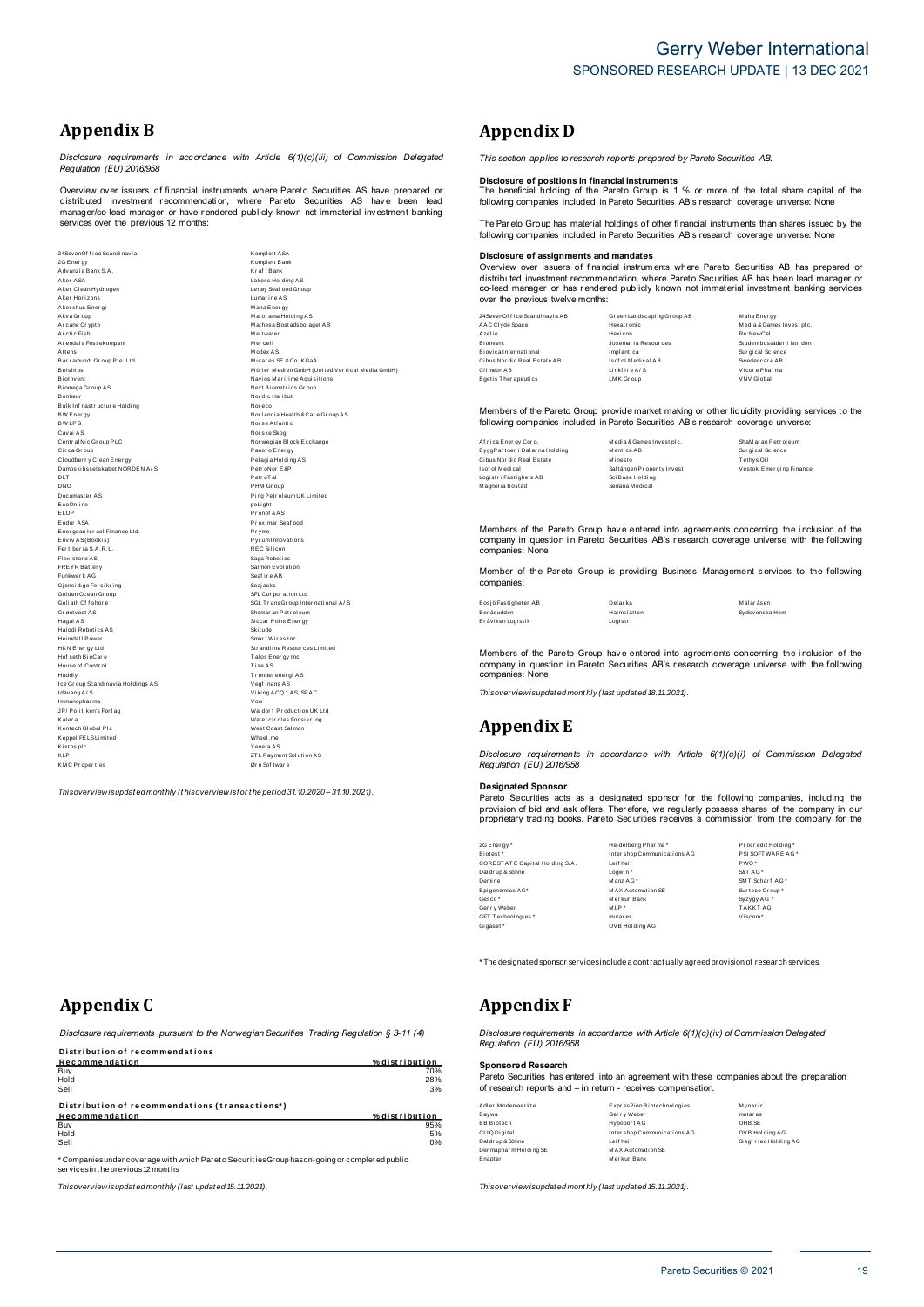## Appendix B

*Disclosure requirements in accordance with Article 6(1)(c)(iii) of Commission Delegated Regulation (EU) 2016/958*

Overview over issuers of financial instruments where Pareto Securities AS have prepared or distributed investment recommendation, where Pareto Securities AS have been lead manager/co-lead manager or have rendered publicly known not immaterial investment banking services over the previous 12 months:

| | |
|---|---|
| 24SevenOffice Scandinavia | Komplett ASA |
| 2G Energy | Komplett Bank |
| Advanzia Bank S.A. | Kraft Bank |
| Aker ASA | Lakers Holding AS |
| Aker Clean Hydrogen | Lerøy Seafood Group |
| Aker Horizons | Lumarine AS |
| Akershus Energi | Maha Energy |
| Akva Group | Malorama Holding AS |
| Arcane Crypto | Mathesa Bostadsbolaget AB |
| Arctic Fish | Meltwater |
| Arendals Fossekompani | Mercell |
| Attensi | Modex AS |
| Barramundi Group Pte. Ltd. | Mutares SE & Co. KGaA |
| Belships | Müller Medien GmbH (United Vertical Media GmbH) |
| Biolnvent | Navios Maritime Aquisitions |
| Biomega Group AS | Next Biometrics Group |
| Bonheur | Nordic Halibut |
| Bulk Infrastructure Holding | Noreco |
| BW Energy | Norlandia Health & Care Group AS |
| BW LPG | Norse Atlantic |
| Cavai AS | Norske Skog |
| CentralNic Group PLC | Norwegian Block Exchange |
| Circa Group | Panoro Energy |
| Cloudberry Clean Energy | Pelagia Holding AS |
| Dampskibsselskabet NORDEN A/S | PetroNor E&P |
| DLT | PetroTal |
| DNO | PHM Group |
| Documaster AS | Ping Petroleum UK Limited |
| EcoOnline | poLight |
| ELOP | Pronofa AS |
| Endur ASA | Proximar Seafood |
| Energean Israel Finance Ltd. | Pryme |
| Enviv AS (Bookis) | PyrumInnovations |
| Fertiberia S.A.R.L. | REC Silicon |
| Flexistore AS | Saga Robotics |
| FREYR Battery | Salmon Evolution |
| Funkwerk AG | Seafire AB |
| Gjensidige Forsikring | Seajacks |
| Golden Ocean Group | SFL Corporation Ltd |
| Goliath Offshore | SGL TransGroup International A/S |
| Grøntvedt AS | Shamaran Petroleum |
| Hagal AS | Siccar Point Energy |
| Halodi Robotics AS | Skitude |
| Heimdall Power | Smart Wires Inc. |
| HKN Energy Ltd | Strandline Resources Limited |
| Hofseth BioCare | Talos Energy Inc |
| House of Control | Tise AS |
| Huddly | Trønderenergi AS |
| Ice Group Scandinavia Holdings AS | Vegfinans AS |
| Idavang A/S | Viking ACQ 1 AS, SPAC |
| Immunopharma | Vow |
| JP/ Politiken's Forlag | Waldorf Production UK Ltd |
| Kalera | Watercircles Forsikring |
| Kentech Global Plc | West Coast Salmon |
| Keppel FELS Limited | Wheel.me |
| Kistos plc. | Xeneta AS |
| KLP | ZTL Payment Solution AS |
| KMC Properties | Ørn Software |

*This overview is updated monthly (this overview is for the period 31.10.2020 – 31.10.2021).*

## Appendix C

*Disclosure requirements pursuant to the Norwegian Securities Trading Regulation § 3-11 (4)*

**Distribution of recommendations**

| Recommendation | % distribution |
|---|---|
| Buy | 70% |
| Hold | 28% |
| Sell | 3% |

**Distribution of recommendations (transactions\*)**

| Recommendation | % distribution |
|---|---|
| Buy | 95% |
| Hold | 5% |
| Sell | 0% |

\* Companies under coverage with which Pareto Securities Group has on-going or completed public services in the previous 12 months

*This overview is updated monthly (last updated 15.11.2021).*

## Appendix D

*This section applies to research reports prepared by Pareto Securities AB.*

**Disclosure of positions in financial instruments**

The beneficial holding of the Pareto Group is 1 % or more of the total share capital of the following companies included in Pareto Securities AB's research coverage universe: None

The Pareto Group has material holdings of other financial instruments than shares issued by the following companies included in Pareto Securities AB's research coverage universe: None

**Disclosure of assignments and mandates**

Overview over issuers of financial instruments where Pareto Securities AB has prepared or distributed investment recommendation, where Pareto Securities AB has been lead manager or co-lead manager or has rendered publicly known not immaterial investment banking services over the previous twelve months:

| | | |
|---|---|---|
| 24SevenOffice Scandinavia AB | Green Landscaping Group AB | Maha Energy |
| AAC Clyde Space | Hexatronic | Media & Games Invest plc. |
| Azelio | Hexicon | Re:NewCell |
| Bionvent | Josemaria Resources | Studentbostäder i Norden |
| Biovica International | Implantica | Surgical Science |
| Cibus Nordic Real Estate AB | Isofol Medical AB | Swedencare AB |
| Climeon AB | Linkfire A/S | Vicore Pharma |
| Egetis Therapeutics | LMK Group | VNV Global |

Members of the Pareto Group provide market making or other liquidity providing services to the following companies included in Pareto Securities AB's research coverage universe:

| | | |
|---|---|---|
| Africa Energy Corp. | Media & Games Invest plc. | ShaMaran Petroleum |
| ByggPartner i Dalarna Holding | Mentice AB | Surgical Science |
| Cibus Nordic Real Estate | Minesto | Tethys Oil |
| Isofol Medical | Saltängen Property Invest | Vostok Emerging Finance |
| Logistri Fastighets AB | SciBase Holding | |
| Magnolia Bostad | Sedana Medical | |

Members of the Pareto Group have entered into agreements concerning the inclusion of the company in question in Pareto Securities AB's research coverage universe with the following companies: None

Member of the Pareto Group is providing Business Management services to the following companies:

| | | |
|---|---|---|
| Bosjö Fastigheter AB | Delarka | Mälaråsen |
| Bonäsudden | Halmslätten | Sydsvenska Hem |
| Bråviken Logistik | Logistri | |

Members of the Pareto Group have entered into agreements concerning the inclusion of the company in question in Pareto Securities AB's research coverage universe with the following companies: None

*This overview is updated monthly (last updated 18.11.2021).*

## Appendix E

*Disclosure requirements in accordance with Article 6(1)(c)(i) of Commission Delegated Regulation (EU) 2016/958*

**Designated Sponsor**

Pareto Securities acts as a designated sponsor for the following companies, including the provision of bid and ask offers. Therefore, we regularly possess shares of the company in our proprietary trading books. Pareto Securities receives a commission from the company for the

| | | |
|---|---|---|
| 2G Energy * | Heidelberg Pharma * | Procredit Holding * |
| Biotest * | Intershop Communications AG | PSI SOFTWARE AG * |
| CORESTATE Capital Holding S.A. | Leifheit | PWO * |
| Daldrup & Söhne | Logwin * | S&T AG * |
| Demire | Manz AG * | SMT Scharf AG * |
| Epigenomics AG* | MAX Automation SE | Surteco Group * |
| Gesco * | Merkur Bank | Syzygy AG * |
| Gerry Weber | MLP * | TAKKT AG |
| GFT Technologies * | mutares | Viscom* |
| Gigaset * | OVB Holding AG | |

\* The designated sponsor services include a contractually agreed provision of research services.

## Appendix F

*Disclosure requirements in accordance with Article 6(1)(c)(iv) of Commission Delegated Regulation (EU) 2016/958*

**Sponsored Research**

Pareto Securities has entered into an agreement with these companies about the preparation of research reports and – in return - receives compensation.

| | | |
|---|---|---|
| Adler Modemaerkte | Expres2ion Biotechnologies | Mynaric |
| Baywa | Gerry Weber | mutares |
| BB Biotech | Hypoport AG | OHB SE |
| CLIQ Digital | Intershop Communications AG | OVB Holding AG |
| Daldrup & Söhne | Leifheit | Siegfried Holding AG |
| Dermapharm Holding SE | MAX Automation SE | |
| Enapter | Merkur Bank | |

*This overview is updated monthly (last updated 15.11.2021).*